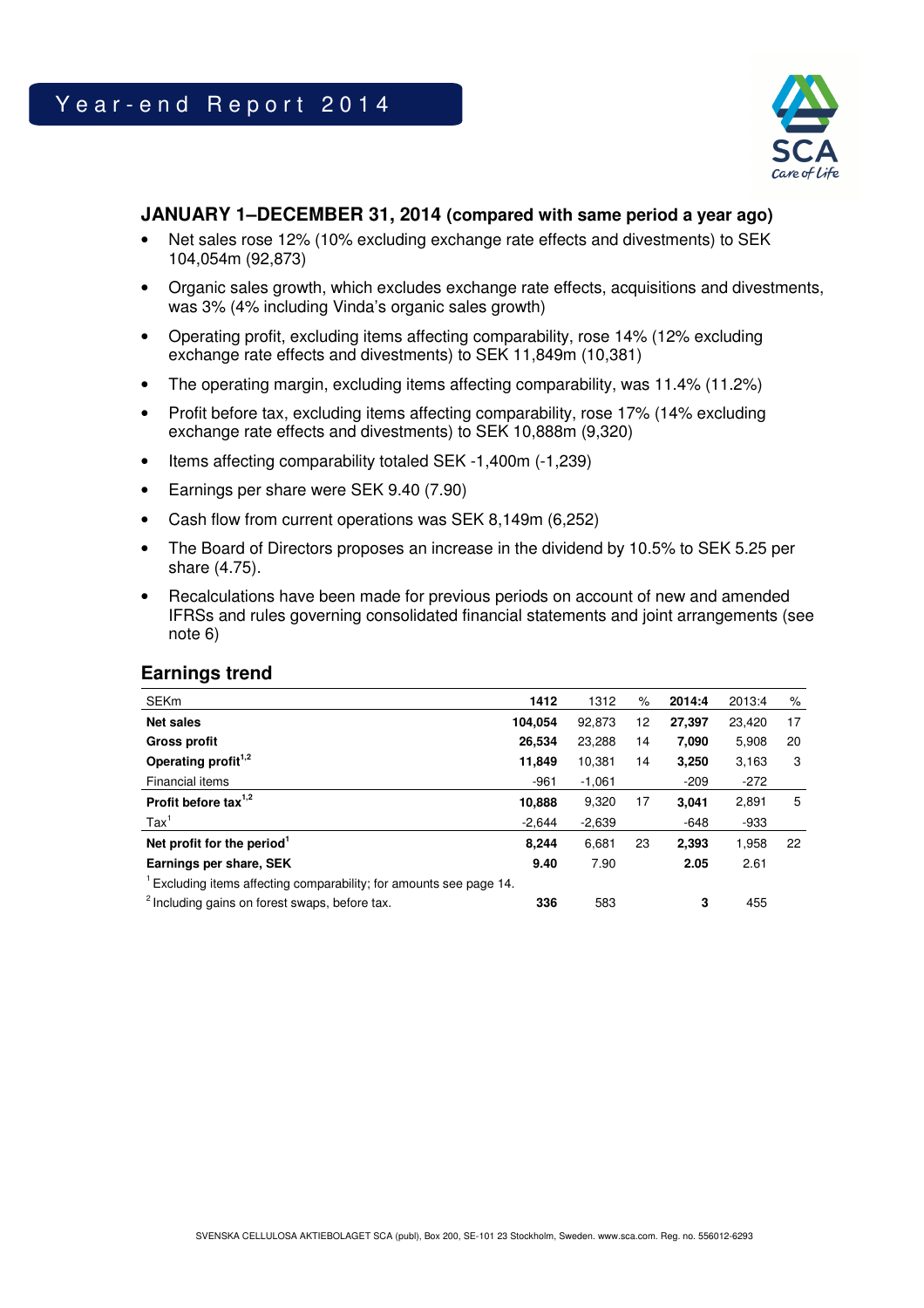# Year-end Report 2014

## JANUARY 1–DECEMBER 31, 2014 (compared with same period a year ago)

- Net sales rose 12% (10% excluding exchange rate effects and divestments) to SEK 104,054m (92,873)
- Organic sales growth, which excludes exchange rate effects, acquisitions and divestments, was 3% (4% including Vinda's organic sales growth)
- Operating profit, excluding items affecting comparability, rose 14% (12% excluding exchange rate effects and divestments) to SEK 11,849m (10,381)
- The operating margin, excluding items affecting comparability, was 11.4% (11.2%)
- Profit before tax, excluding items affecting comparability, rose 17% (14% excluding exchange rate effects and divestments) to SEK 10,888m (9,320)
- Items affecting comparability totaled SEK -1,400m (-1,239)
- Earnings per share were SEK 9.40 (7.90)
- Cash flow from current operations was SEK 8,149m (6,252)
- The Board of Directors proposes an increase in the dividend by 10.5% to SEK 5.25 per share (4.75).
- Recalculations have been made for previous periods on account of new and amended IFRSs and rules governing consolidated financial statements and joint arrangements (see note 6)

## Earnings trend

| SEKm | 1412 | 1312 | % | 2014:4 | 2013:4 | % |
|---|---|---|---|---|---|---|
| **Net sales** | **104,054** | 92,873 | 12 | **27,397** | 23,420 | 17 |
| **Gross profit** | **26,534** | 23,288 | 14 | **7,090** | 5,908 | 20 |
| **Operating profit**[1,2] | **11,849** | 10,381 | 14 | **3,250** | 3,163 | 3 |
| Financial items | -961 | -1,061 | | -209 | -272 | |
| **Profit before tax**[1,2] | **10,888** | 9,320 | 17 | **3,041** | 2,891 | 5 |
| Tax[1] | -2,644 | -2,639 | | -648 | -933 | |
| **Net profit for the period**[1] | **8,244** | 6,681 | 23 | **2,393** | 1,958 | 22 |
| **Earnings per share, SEK** | **9.40** | 7.90 | | **2.05** | 2.61 | |
| [1] Excluding items affecting comparability; for amounts see page 14. | | | | | | |
| [2] Including gains on forest swaps, before tax. | **336** | 583 | | **3** | 455 | |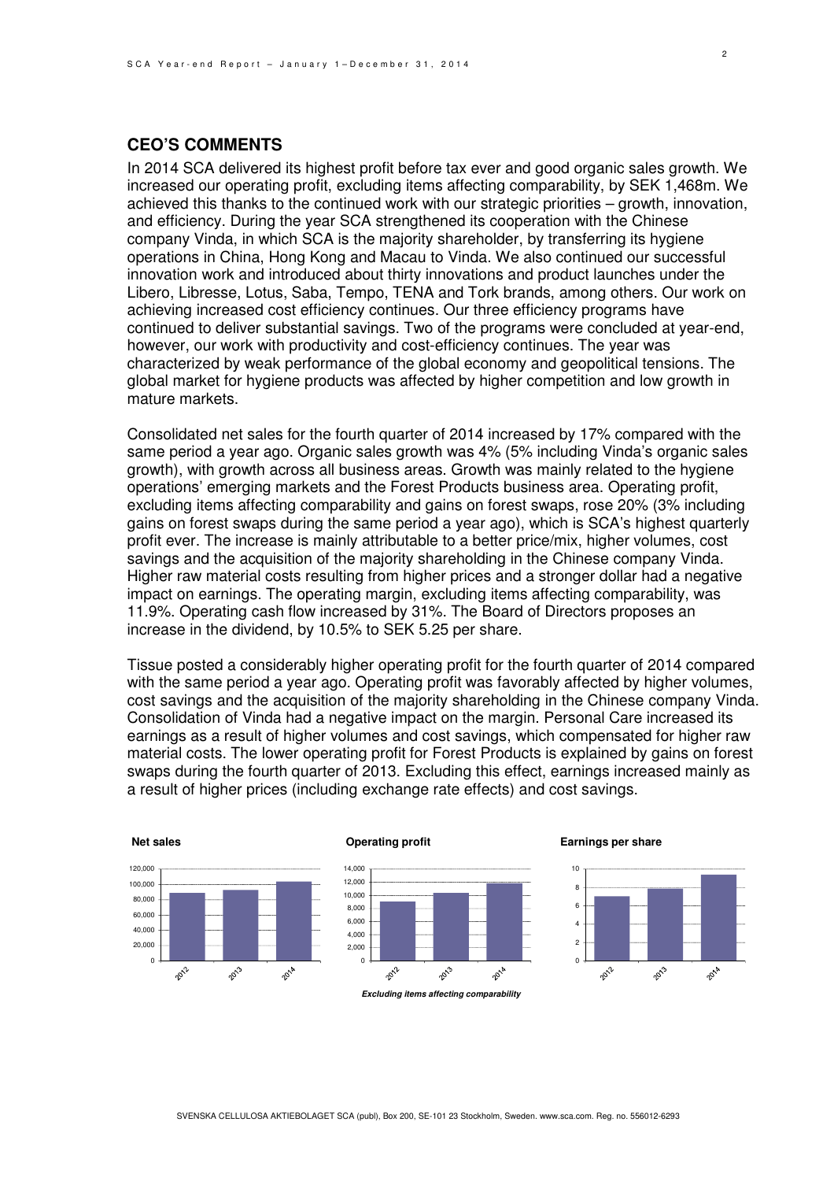## CEO'S COMMENTS

In 2014 SCA delivered its highest profit before tax ever and good organic sales growth. We increased our operating profit, excluding items affecting comparability, by SEK 1,468m. We achieved this thanks to the continued work with our strategic priorities – growth, innovation, and efficiency. During the year SCA strengthened its cooperation with the Chinese company Vinda, in which SCA is the majority shareholder, by transferring its hygiene operations in China, Hong Kong and Macau to Vinda. We also continued our successful innovation work and introduced about thirty innovations and product launches under the Libero, Libresse, Lotus, Saba, Tempo, TENA and Tork brands, among others. Our work on achieving increased cost efficiency continues. Our three efficiency programs have continued to deliver substantial savings. Two of the programs were concluded at year-end, however, our work with productivity and cost-efficiency continues. The year was characterized by weak performance of the global economy and geopolitical tensions. The global market for hygiene products was affected by higher competition and low growth in mature markets.

Consolidated net sales for the fourth quarter of 2014 increased by 17% compared with the same period a year ago. Organic sales growth was 4% (5% including Vinda's organic sales growth), with growth across all business areas. Growth was mainly related to the hygiene operations' emerging markets and the Forest Products business area. Operating profit, excluding items affecting comparability and gains on forest swaps, rose 20% (3% including gains on forest swaps during the same period a year ago), which is SCA's highest quarterly profit ever. The increase is mainly attributable to a better price/mix, higher volumes, cost savings and the acquisition of the majority shareholding in the Chinese company Vinda. Higher raw material costs resulting from higher prices and a stronger dollar had a negative impact on earnings. The operating margin, excluding items affecting comparability, was 11.9%. Operating cash flow increased by 31%. The Board of Directors proposes an increase in the dividend, by 10.5% to SEK 5.25 per share.

Tissue posted a considerably higher operating profit for the fourth quarter of 2014 compared with the same period a year ago. Operating profit was favorably affected by higher volumes, cost savings and the acquisition of the majority shareholding in the Chinese company Vinda. Consolidation of Vinda had a negative impact on the margin. Personal Care increased its earnings as a result of higher volumes and cost savings, which compensated for higher raw material costs. The lower operating profit for Forest Products is explained by gains on forest swaps during the fourth quarter of 2013. Excluding this effect, earnings increased mainly as a result of higher prices (including exchange rate effects) and cost savings.

**Net sales**

**Operating profit**

*Excluding items affecting comparability*

**Earnings per share**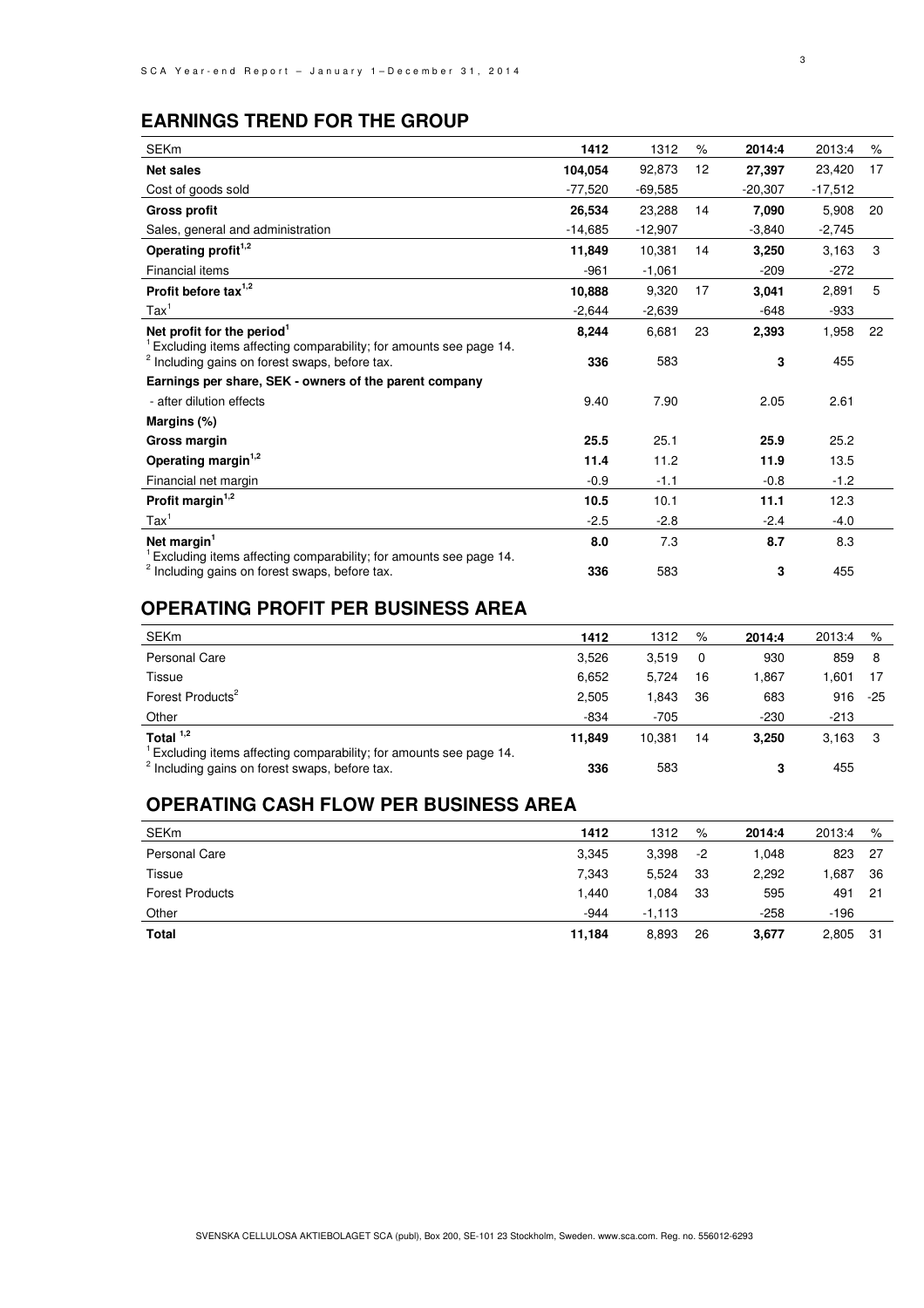## EARNINGS TREND FOR THE GROUP

| SEKm | **1412** | 1312 | % | **2014:4** | 2013:4 | % |
|---|---|---|---|---|---|---|
| **Net sales** | **104,054** | 92,873 | 12 | **27,397** | 23,420 | 17 |
| Cost of goods sold | -77,520 | -69,585 | | -20,307 | -17,512 | |
| **Gross profit** | **26,534** | 23,288 | 14 | **7,090** | 5,908 | 20 |
| Sales, general and administration | -14,685 | -12,907 | | -3,840 | -2,745 | |
| **Operating profit[1,2]** | **11,849** | 10,381 | 14 | **3,250** | 3,163 | 3 |
| Financial items | -961 | -1,061 | | -209 | -272 | |
| **Profit before tax[1,2]** | **10,888** | 9,320 | 17 | **3,041** | 2,891 | 5 |
| Tax[1] | -2,644 | -2,639 | | -648 | -933 | |
| **Net profit for the period[1]** | **8,244** | 6,681 | 23 | **2,393** | 1,958 | 22 |
| [1] Excluding items affecting comparability; for amounts see page 14. | | | | | | |
| [2] Including gains on forest swaps, before tax. | **336** | 583 | | **3** | 455 | |
| **Earnings per share, SEK - owners of the parent company** | | | | | | |
| - after dilution effects | 9.40 | 7.90 | | 2.05 | 2.61 | |
| **Margins (%)** | | | | | | |
| **Gross margin** | **25.5** | 25.1 | | **25.9** | 25.2 | |
| **Operating margin[1,2]** | **11.4** | 11.2 | | **11.9** | 13.5 | |
| Financial net margin | -0.9 | -1.1 | | -0.8 | -1.2 | |
| **Profit margin[1,2]** | **10.5** | 10.1 | | **11.1** | 12.3 | |
| Tax[1] | -2.5 | -2.8 | | -2.4 | -4.0 | |
| **Net margin[1]** | **8.0** | 7.3 | | **8.7** | 8.3 | |
| [1] Excluding items affecting comparability; for amounts see page 14. | | | | | | |
| [2] Including gains on forest swaps, before tax. | **336** | 583 | | **3** | 455 | |

## OPERATING PROFIT PER BUSINESS AREA

| SEKm | **1412** | 1312 | % | **2014:4** | 2013:4 | % |
|---|---|---|---|---|---|---|
| Personal Care | 3,526 | 3,519 | 0 | 930 | 859 | 8 |
| Tissue | 6,652 | 5,724 | 16 | 1,867 | 1,601 | 17 |
| Forest Products[2] | 2,505 | 1,843 | 36 | 683 | 916 | -25 |
| Other | -834 | -705 | | -230 | -213 | |
| **Total [1,2]** | **11,849** | 10,381 | 14 | **3,250** | 3,163 | 3 |
| [1] Excluding items affecting comparability; for amounts see page 14. | | | | | | |
| [2] Including gains on forest swaps, before tax. | **336** | 583 | | **3** | 455 | |

## OPERATING CASH FLOW PER BUSINESS AREA

| SEKm | **1412** | 1312 | % | **2014:4** | 2013:4 | % |
|---|---|---|---|---|---|---|
| Personal Care | 3,345 | 3,398 | -2 | 1,048 | 823 | 27 |
| Tissue | 7,343 | 5,524 | 33 | 2,292 | 1,687 | 36 |
| Forest Products | 1,440 | 1,084 | 33 | 595 | 491 | 21 |
| Other | -944 | -1,113 | | -258 | -196 | |
| **Total** | **11,184** | 8,893 | 26 | **3,677** | 2,805 | 31 |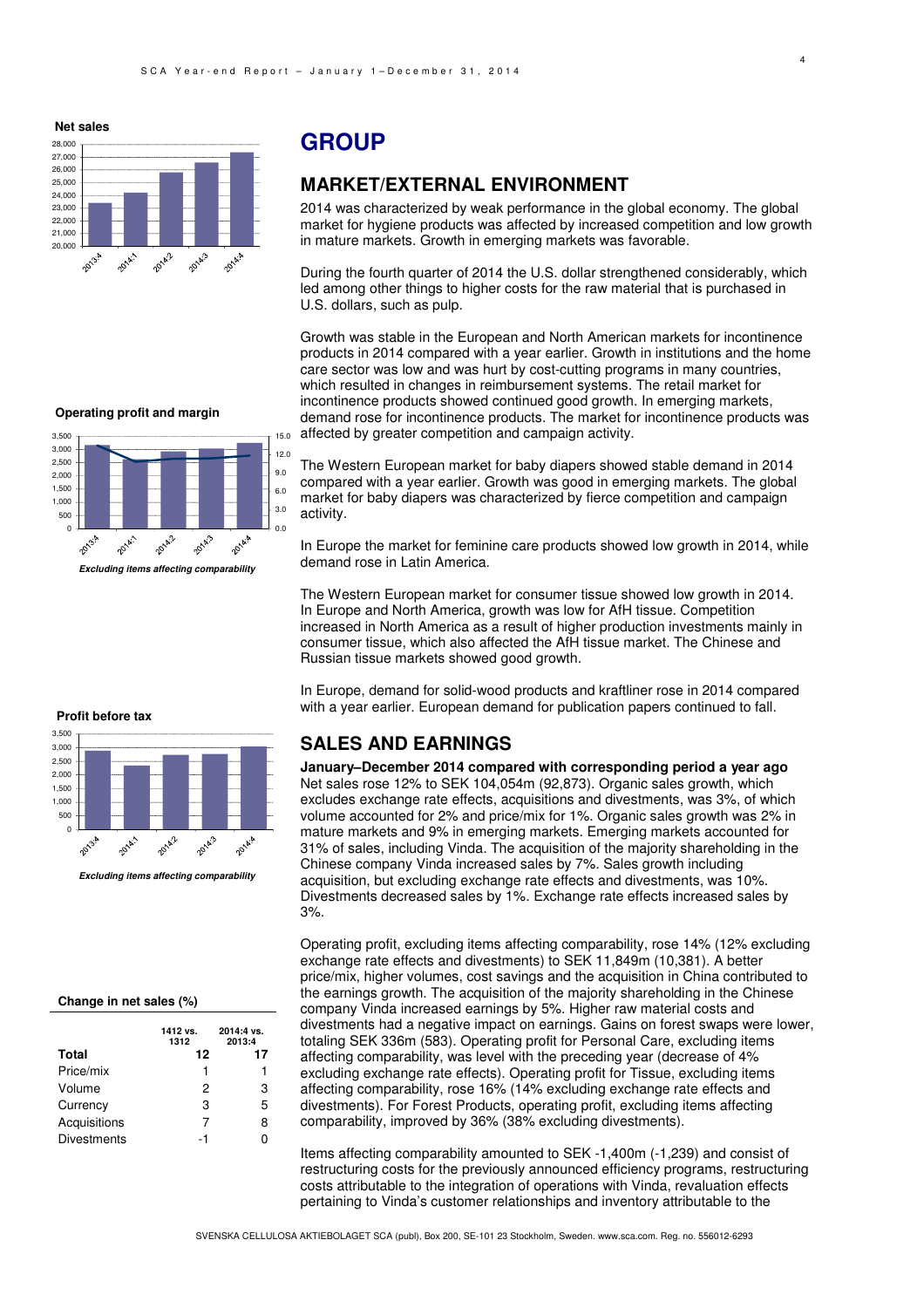**Net sales**

**Operating profit and margin**

*Excluding items affecting comparability*

**Profit before tax**

*Excluding items affecting comparability*

**Change in net sales (%)**

| | 1412 vs. 1312 | 2014:4 vs. 2013:4 |
|---|---|---|
| **Total** | **12** | **17** |
| Price/mix | 1 | 1 |
| Volume | 2 | 3 |
| Currency | 3 | 5 |
| Acquisitions | 7 | 8 |
| Divestments | -1 | 0 |

# GROUP

## MARKET/EXTERNAL ENVIRONMENT

2014 was characterized by weak performance in the global economy. The global market for hygiene products was affected by increased competition and low growth in mature markets. Growth in emerging markets was favorable.

During the fourth quarter of 2014 the U.S. dollar strengthened considerably, which led among other things to higher costs for the raw material that is purchased in U.S. dollars, such as pulp.

Growth was stable in the European and North American markets for incontinence products in 2014 compared with a year earlier. Growth in institutions and the home care sector was low and was hurt by cost-cutting programs in many countries, which resulted in changes in reimbursement systems. The retail market for incontinence products showed continued good growth. In emerging markets, demand rose for incontinence products. The market for incontinence products was affected by greater competition and campaign activity.

The Western European market for baby diapers showed stable demand in 2014 compared with a year earlier. Growth was good in emerging markets. The global market for baby diapers was characterized by fierce competition and campaign activity.

In Europe the market for feminine care products showed low growth in 2014, while demand rose in Latin America.

The Western European market for consumer tissue showed low growth in 2014. In Europe and North America, growth was low for AfH tissue. Competition increased in North America as a result of higher production investments mainly in consumer tissue, which also affected the AfH tissue market. The Chinese and Russian tissue markets showed good growth.

In Europe, demand for solid-wood products and kraftliner rose in 2014 compared with a year earlier. European demand for publication papers continued to fall.

## SALES AND EARNINGS

**January–December 2014 compared with corresponding period a year ago**

Net sales rose 12% to SEK 104,054m (92,873). Organic sales growth, which excludes exchange rate effects, acquisitions and divestments, was 3%, of which volume accounted for 2% and price/mix for 1%. Organic sales growth was 2% in mature markets and 9% in emerging markets. Emerging markets accounted for 31% of sales, including Vinda. The acquisition of the majority shareholding in the Chinese company Vinda increased sales by 7%. Sales growth including acquisition, but excluding exchange rate effects and divestments, was 10%. Divestments decreased sales by 1%. Exchange rate effects increased sales by 3%.

Operating profit, excluding items affecting comparability, rose 14% (12% excluding exchange rate effects and divestments) to SEK 11,849m (10,381). A better price/mix, higher volumes, cost savings and the acquisition in China contributed to the earnings growth. The acquisition of the majority shareholding in the Chinese company Vinda increased earnings by 5%. Higher raw material costs and divestments had a negative impact on earnings. Gains on forest swaps were lower, totaling SEK 336m (583). Operating profit for Personal Care, excluding items affecting comparability, was level with the preceding year (decrease of 4% excluding exchange rate effects). Operating profit for Tissue, excluding items affecting comparability, rose 16% (14% excluding exchange rate effects and divestments). For Forest Products, operating profit, excluding items affecting comparability, improved by 36% (38% excluding divestments).

Items affecting comparability amounted to SEK -1,400m (-1,239) and consist of restructuring costs for the previously announced efficiency programs, restructuring costs attributable to the integration of operations with Vinda, revaluation effects pertaining to Vinda's customer relationships and inventory attributable to the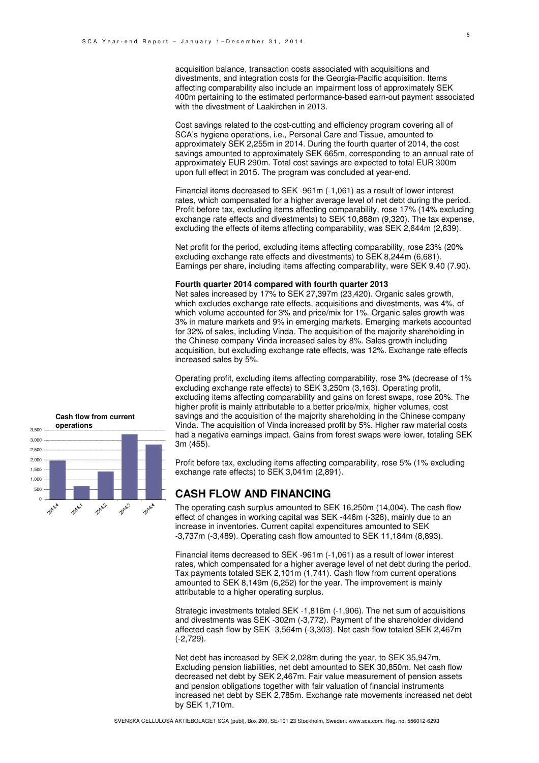acquisition balance, transaction costs associated with acquisitions and divestments, and integration costs for the Georgia-Pacific acquisition. Items affecting comparability also include an impairment loss of approximately SEK 400m pertaining to the estimated performance-based earn-out payment associated with the divestment of Laakirchen in 2013.

Cost savings related to the cost-cutting and efficiency program covering all of SCA's hygiene operations, i.e., Personal Care and Tissue, amounted to approximately SEK 2,255m in 2014. During the fourth quarter of 2014, the cost savings amounted to approximately SEK 665m, corresponding to an annual rate of approximately EUR 290m. Total cost savings are expected to total EUR 300m upon full effect in 2015. The program was concluded at year-end.

Financial items decreased to SEK -961m (-1,061) as a result of lower interest rates, which compensated for a higher average level of net debt during the period. Profit before tax, excluding items affecting comparability, rose 17% (14% excluding exchange rate effects and divestments) to SEK 10,888m (9,320). The tax expense, excluding the effects of items affecting comparability, was SEK 2,644m (2,639).

Net profit for the period, excluding items affecting comparability, rose 23% (20% excluding exchange rate effects and divestments) to SEK 8,244m (6,681). Earnings per share, including items affecting comparability, were SEK 9.40 (7.90).

**Fourth quarter 2014 compared with fourth quarter 2013**

Net sales increased by 17% to SEK 27,397m (23,420). Organic sales growth, which excludes exchange rate effects, acquisitions and divestments, was 4%, of which volume accounted for 3% and price/mix for 1%. Organic sales growth was 3% in mature markets and 9% in emerging markets. Emerging markets accounted for 32% of sales, including Vinda. The acquisition of the majority shareholding in the Chinese company Vinda increased sales by 8%. Sales growth including acquisition, but excluding exchange rate effects, was 12%. Exchange rate effects increased sales by 5%.

Operating profit, excluding items affecting comparability, rose 3% (decrease of 1% excluding exchange rate effects) to SEK 3,250m (3,163). Operating profit, excluding items affecting comparability and gains on forest swaps, rose 20%. The higher profit is mainly attributable to a better price/mix, higher volumes, cost savings and the acquisition of the majority shareholding in the Chinese company Vinda. The acquisition of Vinda increased profit by 5%. Higher raw material costs had a negative earnings impact. Gains from forest swaps were lower, totaling SEK 3m (455).

Profit before tax, excluding items affecting comparability, rose 5% (1% excluding exchange rate effects) to SEK 3,041m (2,891).

**Cash flow from current operations**

| Quarter | Cash flow from current operations (approx.) |
|---|---|
| 2013:4 | 1,950 |
| 2014:1 | 650 |
| 2014:2 | 1,400 |
| 2014:3 | 3,300 |
| 2014:4 | 2,750 |

## CASH FLOW AND FINANCING

The operating cash surplus amounted to SEK 16,250m (14,004). The cash flow effect of changes in working capital was SEK -446m (-328), mainly due to an increase in inventories. Current capital expenditures amounted to SEK -3,737m (-3,489). Operating cash flow amounted to SEK 11,184m (8,893).

Financial items decreased to SEK -961m (-1,061) as a result of lower interest rates, which compensated for a higher average level of net debt during the period. Tax payments totaled SEK 2,101m (1,741). Cash flow from current operations amounted to SEK 8,149m (6,252) for the year. The improvement is mainly attributable to a higher operating surplus.

Strategic investments totaled SEK -1,816m (-1,906). The net sum of acquisitions and divestments was SEK -302m (-3,772). Payment of the shareholder dividend affected cash flow by SEK -3,564m (-3,303). Net cash flow totaled SEK 2,467m (-2,729).

Net debt has increased by SEK 2,028m during the year, to SEK 35,947m. Excluding pension liabilities, net debt amounted to SEK 30,850m. Net cash flow decreased net debt by SEK 2,467m. Fair value measurement of pension assets and pension obligations together with fair valuation of financial instruments increased net debt by SEK 2,785m. Exchange rate movements increased net debt by SEK 1,710m.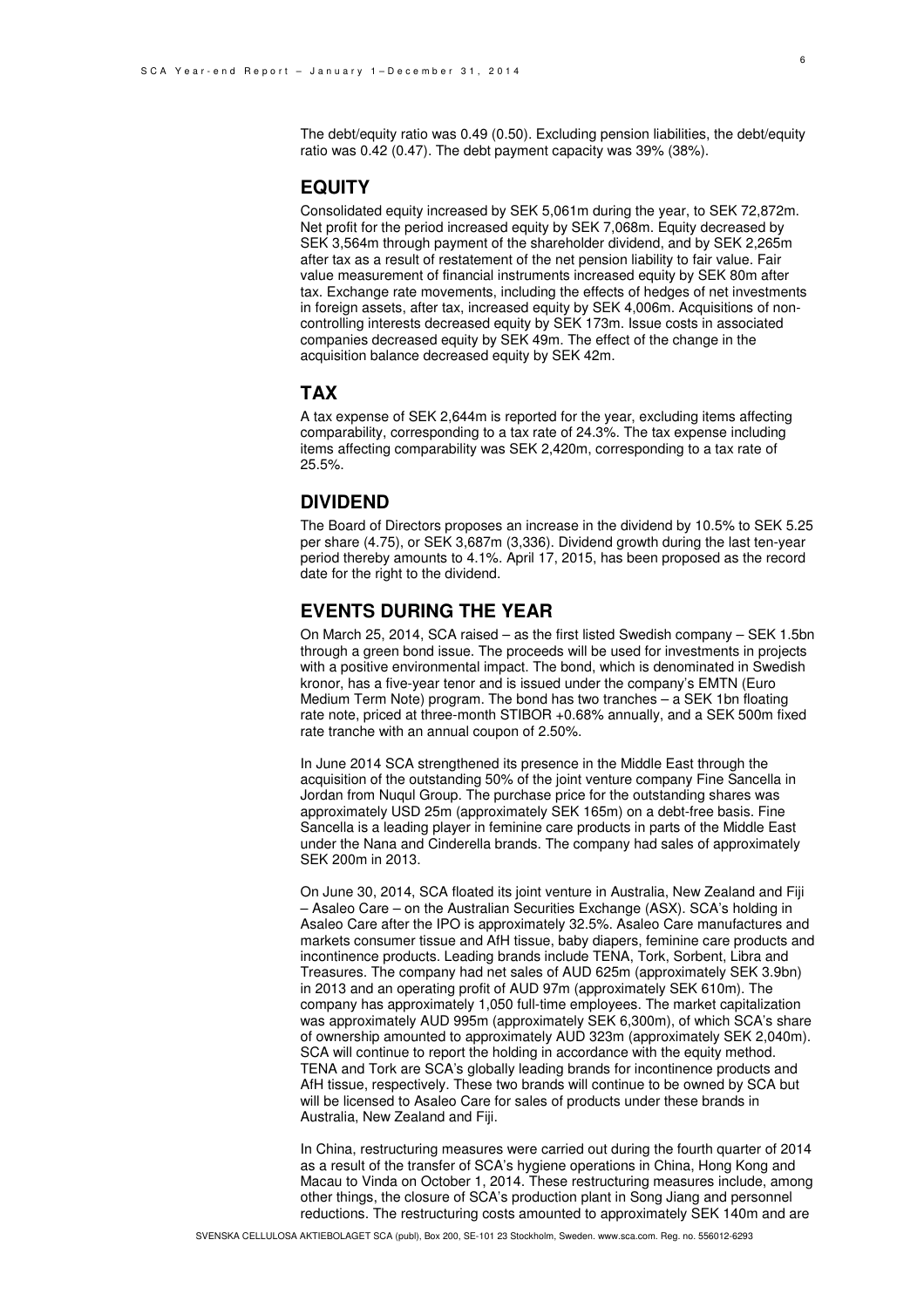The debt/equity ratio was 0.49 (0.50). Excluding pension liabilities, the debt/equity ratio was 0.42 (0.47). The debt payment capacity was 39% (38%).

## EQUITY

Consolidated equity increased by SEK 5,061m during the year, to SEK 72,872m. Net profit for the period increased equity by SEK 7,068m. Equity decreased by SEK 3,564m through payment of the shareholder dividend, and by SEK 2,265m after tax as a result of restatement of the net pension liability to fair value. Fair value measurement of financial instruments increased equity by SEK 80m after tax. Exchange rate movements, including the effects of hedges of net investments in foreign assets, after tax, increased equity by SEK 4,006m. Acquisitions of non-controlling interests decreased equity by SEK 173m. Issue costs in associated companies decreased equity by SEK 49m. The effect of the change in the acquisition balance decreased equity by SEK 42m.

## TAX

A tax expense of SEK 2,644m is reported for the year, excluding items affecting comparability, corresponding to a tax rate of 24.3%. The tax expense including items affecting comparability was SEK 2,420m, corresponding to a tax rate of 25.5%.

## DIVIDEND

The Board of Directors proposes an increase in the dividend by 10.5% to SEK 5.25 per share (4.75), or SEK 3,687m (3,336). Dividend growth during the last ten-year period thereby amounts to 4.1%. April 17, 2015, has been proposed as the record date for the right to the dividend.

## EVENTS DURING THE YEAR

On March 25, 2014, SCA raised – as the first listed Swedish company – SEK 1.5bn through a green bond issue. The proceeds will be used for investments in projects with a positive environmental impact. The bond, which is denominated in Swedish kronor, has a five-year tenor and is issued under the company's EMTN (Euro Medium Term Note) program. The bond has two tranches – a SEK 1bn floating rate note, priced at three-month STIBOR +0.68% annually, and a SEK 500m fixed rate tranche with an annual coupon of 2.50%.

In June 2014 SCA strengthened its presence in the Middle East through the acquisition of the outstanding 50% of the joint venture company Fine Sancella in Jordan from Nuqul Group. The purchase price for the outstanding shares was approximately USD 25m (approximately SEK 165m) on a debt-free basis. Fine Sancella is a leading player in feminine care products in parts of the Middle East under the Nana and Cinderella brands. The company had sales of approximately SEK 200m in 2013.

On June 30, 2014, SCA floated its joint venture in Australia, New Zealand and Fiji – Asaleo Care – on the Australian Securities Exchange (ASX). SCA's holding in Asaleo Care after the IPO is approximately 32.5%. Asaleo Care manufactures and markets consumer tissue and AfH tissue, baby diapers, feminine care products and incontinence products. Leading brands include TENA, Tork, Sorbent, Libra and Treasures. The company had net sales of AUD 625m (approximately SEK 3.9bn) in 2013 and an operating profit of AUD 97m (approximately SEK 610m). The company has approximately 1,050 full-time employees. The market capitalization was approximately AUD 995m (approximately SEK 6,300m), of which SCA's share of ownership amounted to approximately AUD 323m (approximately SEK 2,040m). SCA will continue to report the holding in accordance with the equity method. TENA and Tork are SCA's globally leading brands for incontinence products and AfH tissue, respectively. These two brands will continue to be owned by SCA but will be licensed to Asaleo Care for sales of products under these brands in Australia, New Zealand and Fiji.

In China, restructuring measures were carried out during the fourth quarter of 2014 as a result of the transfer of SCA's hygiene operations in China, Hong Kong and Macau to Vinda on October 1, 2014. These restructuring measures include, among other things, the closure of SCA's production plant in Song Jiang and personnel reductions. The restructuring costs amounted to approximately SEK 140m and are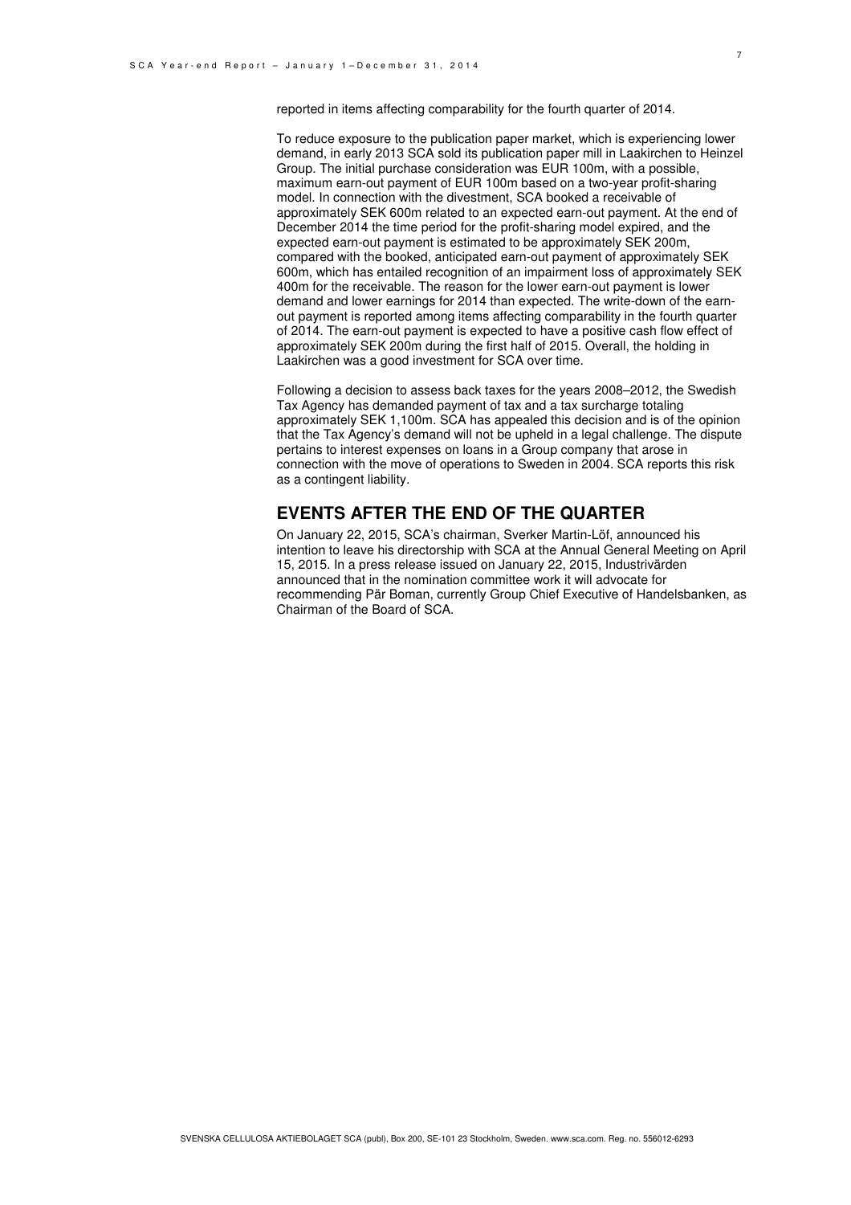reported in items affecting comparability for the fourth quarter of 2014.

To reduce exposure to the publication paper market, which is experiencing lower demand, in early 2013 SCA sold its publication paper mill in Laakirchen to Heinzel Group. The initial purchase consideration was EUR 100m, with a possible, maximum earn-out payment of EUR 100m based on a two-year profit-sharing model. In connection with the divestment, SCA booked a receivable of approximately SEK 600m related to an expected earn-out payment. At the end of December 2014 the time period for the profit-sharing model expired, and the expected earn-out payment is estimated to be approximately SEK 200m, compared with the booked, anticipated earn-out payment of approximately SEK 600m, which has entailed recognition of an impairment loss of approximately SEK 400m for the receivable. The reason for the lower earn-out payment is lower demand and lower earnings for 2014 than expected. The write-down of the earn-out payment is reported among items affecting comparability in the fourth quarter of 2014. The earn-out payment is expected to have a positive cash flow effect of approximately SEK 200m during the first half of 2015. Overall, the holding in Laakirchen was a good investment for SCA over time.

Following a decision to assess back taxes for the years 2008–2012, the Swedish Tax Agency has demanded payment of tax and a tax surcharge totaling approximately SEK 1,100m. SCA has appealed this decision and is of the opinion that the Tax Agency's demand will not be upheld in a legal challenge. The dispute pertains to interest expenses on loans in a Group company that arose in connection with the move of operations to Sweden in 2004. SCA reports this risk as a contingent liability.

## EVENTS AFTER THE END OF THE QUARTER

On January 22, 2015, SCA's chairman, Sverker Martin-Löf, announced his intention to leave his directorship with SCA at the Annual General Meeting on April 15, 2015. In a press release issued on January 22, 2015, Industrivärden announced that in the nomination committee work it will advocate for recommending Pär Boman, currently Group Chief Executive of Handelsbanken, as Chairman of the Board of SCA.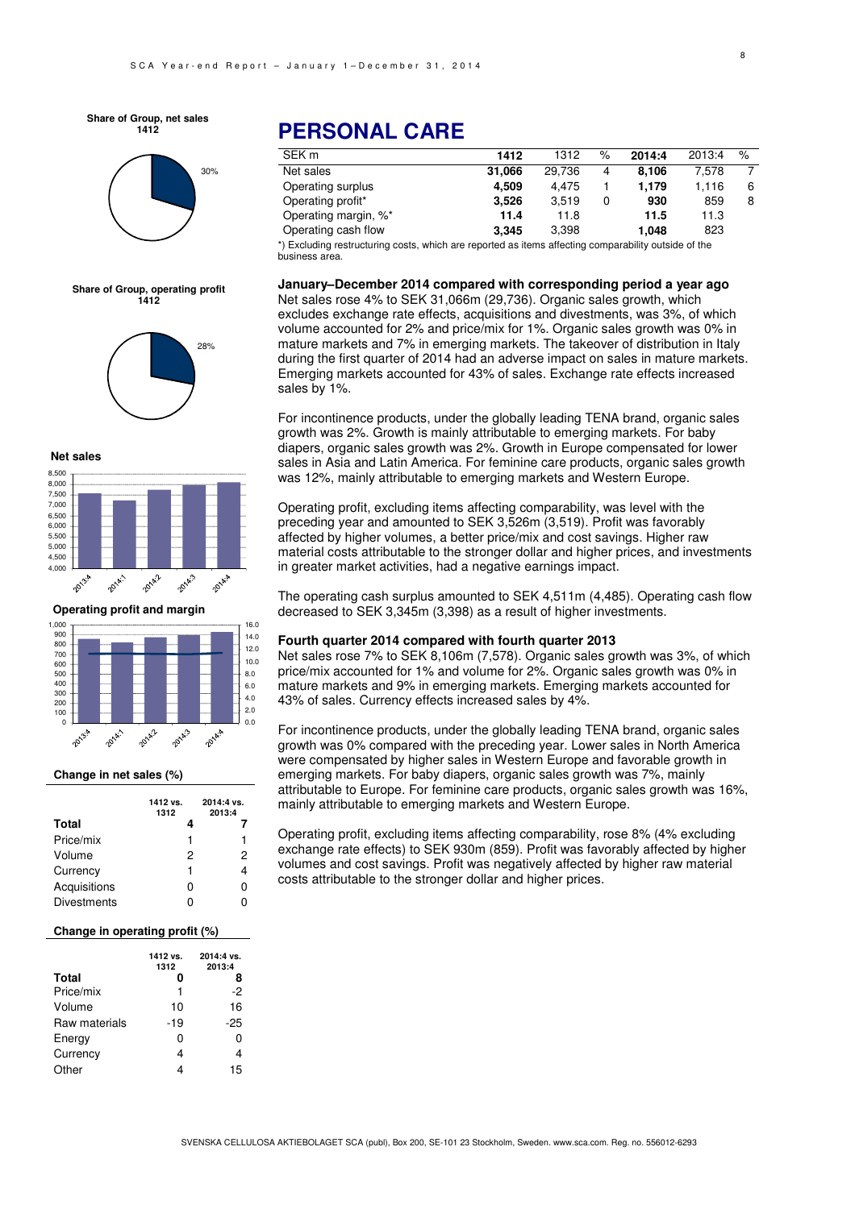# PERSONAL CARE

| SEK m | 1412 | 1312 | % | 2014:4 | 2013:4 | % |
|---|---|---|---|---|---|---|
| Net sales | **31,066** | 29,736 | 4 | **8,106** | 7,578 | 7 |
| Operating surplus | **4,509** | 4,475 | 1 | **1,179** | 1,116 | 6 |
| Operating profit* | **3,526** | 3,519 | 0 | **930** | 859 | 8 |
| Operating margin, %* | **11.4** | 11.8 | | **11.5** | 11.3 | |
| Operating cash flow | **3,345** | 3,398 | | **1,048** | 823 | |

*) Excluding restructuring costs, which are reported as items affecting comparability outside of the business area.

**Share of Group, net sales 1412**

30%

**Share of Group, operating profit 1412**

28%

**Net sales**

**Operating profit and margin**

**Change in net sales (%)**

| | 1412 vs. 1312 | 2014:4 vs. 2013:4 |
|---|---|---|
| **Total** | **4** | **7** |
| Price/mix | 1 | 1 |
| Volume | 2 | 2 |
| Currency | 1 | 4 |
| Acquisitions | 0 | 0 |
| Divestments | 0 | 0 |

**Change in operating profit (%)**

| | 1412 vs. 1312 | 2014:4 vs. 2013:4 |
|---|---|---|
| **Total** | **0** | **8** |
| Price/mix | 1 | -2 |
| Volume | 10 | 16 |
| Raw materials | -19 | -25 |
| Energy | 0 | 0 |
| Currency | 4 | 4 |
| Other | 4 | 15 |

### January–December 2014 compared with corresponding period a year ago

Net sales rose 4% to SEK 31,066m (29,736). Organic sales growth, which excludes exchange rate effects, acquisitions and divestments, was 3%, of which volume accounted for 2% and price/mix for 1%. Organic sales growth was 0% in mature markets and 7% in emerging markets. The takeover of distribution in Italy during the first quarter of 2014 had an adverse impact on sales in mature markets. Emerging markets accounted for 43% of sales. Exchange rate effects increased sales by 1%.

For incontinence products, under the globally leading TENA brand, organic sales growth was 2%. Growth is mainly attributable to emerging markets. For baby diapers, organic sales growth was 2%. Growth in Europe compensated for lower sales in Asia and Latin America. For feminine care products, organic sales growth was 12%, mainly attributable to emerging markets and Western Europe.

Operating profit, excluding items affecting comparability, was level with the preceding year and amounted to SEK 3,526m (3,519). Profit was favorably affected by higher volumes, a better price/mix and cost savings. Higher raw material costs attributable to the stronger dollar and higher prices, and investments in greater market activities, had a negative earnings impact.

The operating cash surplus amounted to SEK 4,511m (4,485). Operating cash flow decreased to SEK 3,345m (3,398) as a result of higher investments.

### Fourth quarter 2014 compared with fourth quarter 2013

Net sales rose 7% to SEK 8,106m (7,578). Organic sales growth was 3%, of which price/mix accounted for 1% and volume for 2%. Organic sales growth was 0% in mature markets and 9% in emerging markets. Emerging markets accounted for 43% of sales. Currency effects increased sales by 4%.

For incontinence products, under the globally leading TENA brand, organic sales growth was 0% compared with the preceding year. Lower sales in North America were compensated by higher sales in Western Europe and favorable growth in emerging markets. For baby diapers, organic sales growth was 7%, mainly attributable to Europe. For feminine care products, organic sales growth was 16%, mainly attributable to emerging markets and Western Europe.

Operating profit, excluding items affecting comparability, rose 8% (4% excluding exchange rate effects) to SEK 930m (859). Profit was favorably affected by higher volumes and cost savings. Profit was negatively affected by higher raw material costs attributable to the stronger dollar and higher prices.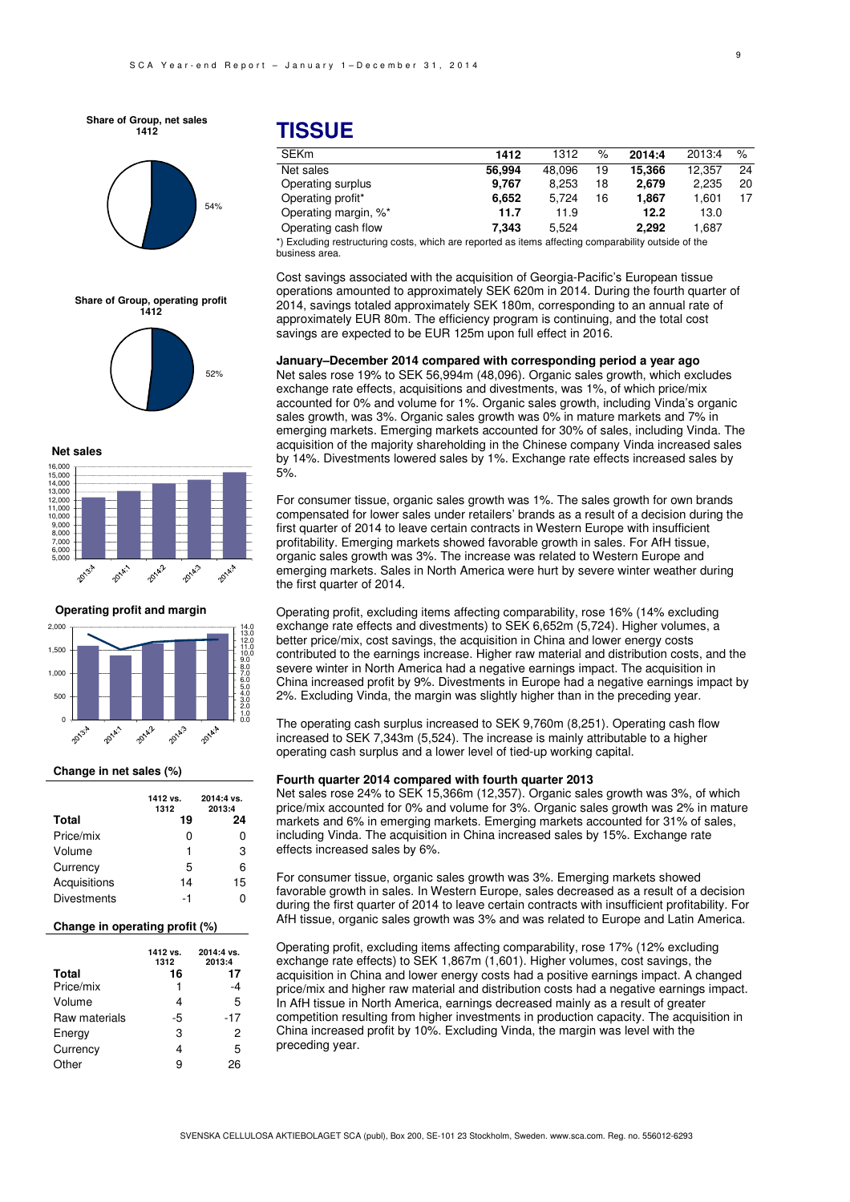# TISSUE

| SEKm | 1412 | 1312 | % | 2014:4 | 2013:4 | % |
|---|---|---|---|---|---|---|
| Net sales | **56,994** | 48,096 | 19 | **15,366** | 12,357 | 24 |
| Operating surplus | **9,767** | 8,253 | 18 | **2,679** | 2,235 | 20 |
| Operating profit* | **6,652** | 5,724 | 16 | **1,867** | 1,601 | 17 |
| Operating margin, %* | **11.7** | 11.9 | | **12.2** | 13.0 | |
| Operating cash flow | **7,343** | 5,524 | | **2,292** | 1,687 | |

*) Excluding restructuring costs, which are reported as items affecting comparability outside of the business area.

Cost savings associated with the acquisition of Georgia-Pacific's European tissue operations amounted to approximately SEK 620m in 2014. During the fourth quarter of 2014, savings totaled approximately SEK 180m, corresponding to an annual rate of approximately EUR 80m. The efficiency program is continuing, and the total cost savings are expected to be EUR 125m upon full effect in 2016.

**January–December 2014 compared with corresponding period a year ago**

Net sales rose 19% to SEK 56,994m (48,096). Organic sales growth, which excludes exchange rate effects, acquisitions and divestments, was 1%, of which price/mix accounted for 0% and volume for 1%. Organic sales growth, including Vinda's organic sales growth, was 3%. Organic sales growth was 0% in mature markets and 7% in emerging markets. Emerging markets accounted for 30% of sales, including Vinda. The acquisition of the majority shareholding in the Chinese company Vinda increased sales by 14%. Divestments lowered sales by 1%. Exchange rate effects increased sales by 5%.

For consumer tissue, organic sales growth was 1%. The sales growth for own brands compensated for lower sales under retailers' brands as a result of a decision during the first quarter of 2014 to leave certain contracts in Western Europe with insufficient profitability. Emerging markets showed favorable growth in sales. For AfH tissue, organic sales growth was 3%. The increase was related to Western Europe and emerging markets. Sales in North America were hurt by severe winter weather during the first quarter of 2014.

Operating profit, excluding items affecting comparability, rose 16% (14% excluding exchange rate effects and divestments) to SEK 6,652m (5,724). Higher volumes, a better price/mix, cost savings, the acquisition in China and lower energy costs contributed to the earnings increase. Higher raw material and distribution costs, and the severe winter in North America had a negative earnings impact. The acquisition in China increased profit by 9%. Divestments in Europe had a negative earnings impact by 2%. Excluding Vinda, the margin was slightly higher than in the preceding year.

The operating cash surplus increased to SEK 9,760m (8,251). Operating cash flow increased to SEK 7,343m (5,524). The increase is mainly attributable to a higher operating cash surplus and a lower level of tied-up working capital.

**Fourth quarter 2014 compared with fourth quarter 2013**

Net sales rose 24% to SEK 15,366m (12,357). Organic sales growth was 3%, of which price/mix accounted for 0% and volume for 3%. Organic sales growth was 2% in mature markets and 6% in emerging markets. Emerging markets accounted for 31% of sales, including Vinda. The acquisition in China increased sales by 15%. Exchange rate effects increased sales by 6%.

For consumer tissue, organic sales growth was 3%. Emerging markets showed favorable growth in sales. In Western Europe, sales decreased as a result of a decision during the first quarter of 2014 to leave certain contracts with insufficient profitability. For AfH tissue, organic sales growth was 3% and was related to Europe and Latin America.

Operating profit, excluding items affecting comparability, rose 17% (12% excluding exchange rate effects) to SEK 1,867m (1,601). Higher volumes, cost savings, the acquisition in China and lower energy costs had a positive earnings impact. A changed price/mix and higher raw material and distribution costs had a negative earnings impact. In AfH tissue in North America, earnings decreased mainly as a result of greater competition resulting from higher investments in production capacity. The acquisition in China increased profit by 10%. Excluding Vinda, the margin was level with the preceding year.

**Share of Group, net sales 1412**

54%

**Share of Group, operating profit 1412**

52%

**Net sales**

**Operating profit and margin**

**Change in net sales (%)**

| | 1412 vs. 1312 | 2014:4 vs. 2013:4 |
|---|---|---|
| **Total** | **19** | **24** |
| Price/mix | 0 | 0 |
| Volume | 1 | 3 |
| Currency | 5 | 6 |
| Acquisitions | 14 | 15 |
| Divestments | -1 | 0 |

**Change in operating profit (%)**

| | 1412 vs. 1312 | 2014:4 vs. 2013:4 |
|---|---|---|
| **Total** | **16** | **17** |
| Price/mix | 1 | -4 |
| Volume | 4 | 5 |
| Raw materials | -5 | -17 |
| Energy | 3 | 2 |
| Currency | 4 | 5 |
| Other | 9 | 26 |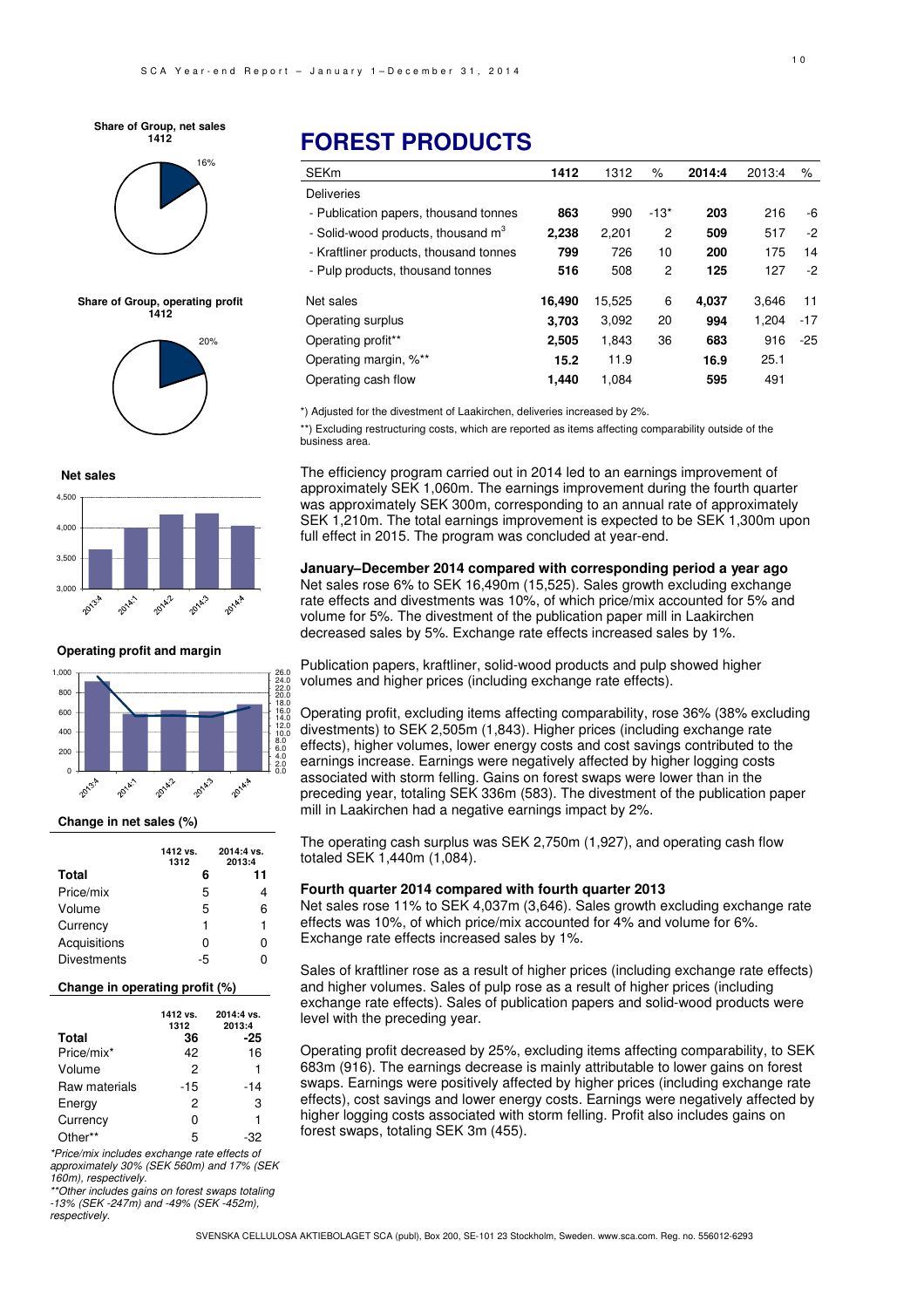# FOREST PRODUCTS

| SEKm | 1412 | 1312 | % | 2014:4 | 2013:4 | % |
|---|---|---|---|---|---|---|
| Deliveries | | | | | | |
| - Publication papers, thousand tonnes | **863** | 990 | -13* | **203** | 216 | -6 |
| - Solid-wood products, thousand m³ | **2,238** | 2,201 | 2 | **509** | 517 | -2 |
| - Kraftliner products, thousand tonnes | **799** | 726 | 10 | **200** | 175 | 14 |
| - Pulp products, thousand tonnes | **516** | 508 | 2 | **125** | 127 | -2 |
| Net sales | **16,490** | 15,525 | 6 | **4,037** | 3,646 | 11 |
| Operating surplus | **3,703** | 3,092 | 20 | **994** | 1,204 | -17 |
| Operating profit** | **2,505** | 1,843 | 36 | **683** | 916 | -25 |
| Operating margin, %** | **15.2** | 11.9 | | **16.9** | 25.1 | |
| Operating cash flow | **1,440** | 1,084 | | **595** | 491 | |

*) Adjusted for the divestment of Laakirchen, deliveries increased by 2%.

**) Excluding restructuring costs, which are reported as items affecting comparability outside of the business area.

**Share of Group, net sales 1412**: 16%

**Share of Group, operating profit 1412**: 20%

**Net sales**

**Operating profit and margin**

**Change in net sales (%)**

| | 1412 vs. 1312 | 2014:4 vs. 2013:4 |
|---|---|---|
| **Total** | **6** | **11** |
| Price/mix | 5 | 4 |
| Volume | 5 | 6 |
| Currency | 1 | 1 |
| Acquisitions | 0 | 0 |
| Divestments | -5 | 0 |

**Change in operating profit (%)**

| | 1412 vs. 1312 | 2014:4 vs. 2013:4 |
|---|---|---|
| **Total** | **36** | **-25** |
| Price/mix* | 42 | 16 |
| Volume | 2 | 1 |
| Raw materials | -15 | -14 |
| Energy | 2 | 3 |
| Currency | 0 | 1 |
| Other** | 5 | -32 |

*Price/mix includes exchange rate effects of approximately 30% (SEK 560m) and 17% (SEK 160m), respectively.

**Other includes gains on forest swaps totaling -13% (SEK -247m) and -49% (SEK -452m), respectively.

The efficiency program carried out in 2014 led to an earnings improvement of approximately SEK 1,060m. The earnings improvement during the fourth quarter was approximately SEK 300m, corresponding to an annual rate of approximately SEK 1,210m. The total earnings improvement is expected to be SEK 1,300m upon full effect in 2015. The program was concluded at year-end.

**January–December 2014 compared with corresponding period a year ago**

Net sales rose 6% to SEK 16,490m (15,525). Sales growth excluding exchange rate effects and divestments was 10%, of which price/mix accounted for 5% and volume for 5%. The divestment of the publication paper mill in Laakirchen decreased sales by 5%. Exchange rate effects increased sales by 1%.

Publication papers, kraftliner, solid-wood products and pulp showed higher volumes and higher prices (including exchange rate effects).

Operating profit, excluding items affecting comparability, rose 36% (38% excluding divestments) to SEK 2,505m (1,843). Higher prices (including exchange rate effects), higher volumes, lower energy costs and cost savings contributed to the earnings increase. Earnings were negatively affected by higher logging costs associated with storm felling. Gains on forest swaps were lower than in the preceding year, totaling SEK 336m (583). The divestment of the publication paper mill in Laakirchen had a negative earnings impact by 2%.

The operating cash surplus was SEK 2,750m (1,927), and operating cash flow totaled SEK 1,440m (1,084).

**Fourth quarter 2014 compared with fourth quarter 2013**

Net sales rose 11% to SEK 4,037m (3,646). Sales growth excluding exchange rate effects was 10%, of which price/mix accounted for 4% and volume for 6%. Exchange rate effects increased sales by 1%.

Sales of kraftliner rose as a result of higher prices (including exchange rate effects) and higher volumes. Sales of pulp rose as a result of higher prices (including exchange rate effects). Sales of publication papers and solid-wood products were level with the preceding year.

Operating profit decreased by 25%, excluding items affecting comparability, to SEK 683m (916). The earnings decrease is mainly attributable to lower gains on forest swaps. Earnings were positively affected by higher prices (including exchange rate effects), cost savings and lower energy costs. Earnings were negatively affected by higher logging costs associated with storm felling. Profit also includes gains on forest swaps, totaling SEK 3m (455).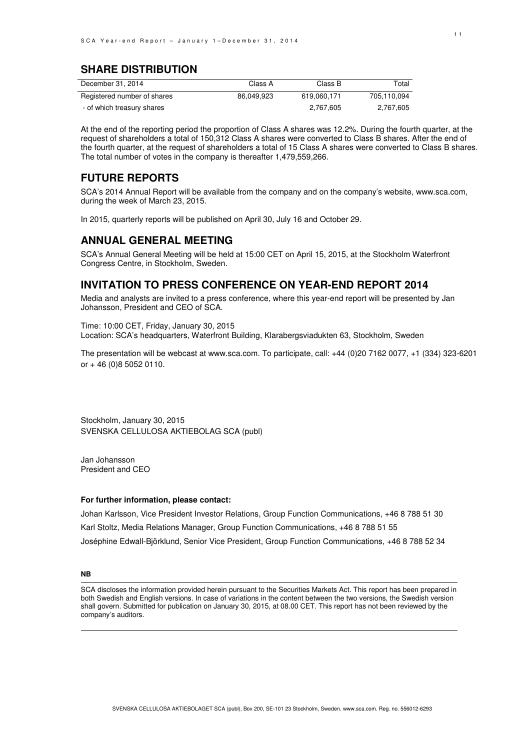## SHARE DISTRIBUTION

| December 31, 2014 | Class A | Class B | Total |
|---|---|---|---|
| Registered number of shares | 86,049,923 | 619,060,171 | 705,110,094 |
| - of which treasury shares | | 2,767,605 | 2,767,605 |

At the end of the reporting period the proportion of Class A shares was 12.2%. During the fourth quarter, at the request of shareholders a total of 150,312 Class A shares were converted to Class B shares. After the end of the fourth quarter, at the request of shareholders a total of 15 Class A shares were converted to Class B shares. The total number of votes in the company is thereafter 1,479,559,266.

## FUTURE REPORTS

SCA's 2014 Annual Report will be available from the company and on the company's website, www.sca.com, during the week of March 23, 2015.

In 2015, quarterly reports will be published on April 30, July 16 and October 29.

## ANNUAL GENERAL MEETING

SCA's Annual General Meeting will be held at 15:00 CET on April 15, 2015, at the Stockholm Waterfront Congress Centre, in Stockholm, Sweden.

## INVITATION TO PRESS CONFERENCE ON YEAR-END REPORT 2014

Media and analysts are invited to a press conference, where this year-end report will be presented by Jan Johansson, President and CEO of SCA.

Time: 10:00 CET, Friday, January 30, 2015
Location: SCA's headquarters, Waterfront Building, Klarabergsviadukten 63, Stockholm, Sweden

The presentation will be webcast at www.sca.com. To participate, call: +44 (0)20 7162 0077, +1 (334) 323-6201 or + 46 (0)8 5052 0110.

Stockholm, January 30, 2015
SVENSKA CELLULOSA AKTIEBOLAG SCA (publ)

Jan Johansson
President and CEO

**For further information, please contact:**

Johan Karlsson, Vice President Investor Relations, Group Function Communications, +46 8 788 51 30

Karl Stoltz, Media Relations Manager, Group Function Communications, +46 8 788 51 55

Joséphine Edwall-Björklund, Senior Vice President, Group Function Communications, +46 8 788 52 34

**NB**

SCA discloses the information provided herein pursuant to the Securities Markets Act. This report has been prepared in both Swedish and English versions. In case of variations in the content between the two versions, the Swedish version shall govern. Submitted for publication on January 30, 2015, at 08.00 CET. This report has not been reviewed by the company's auditors.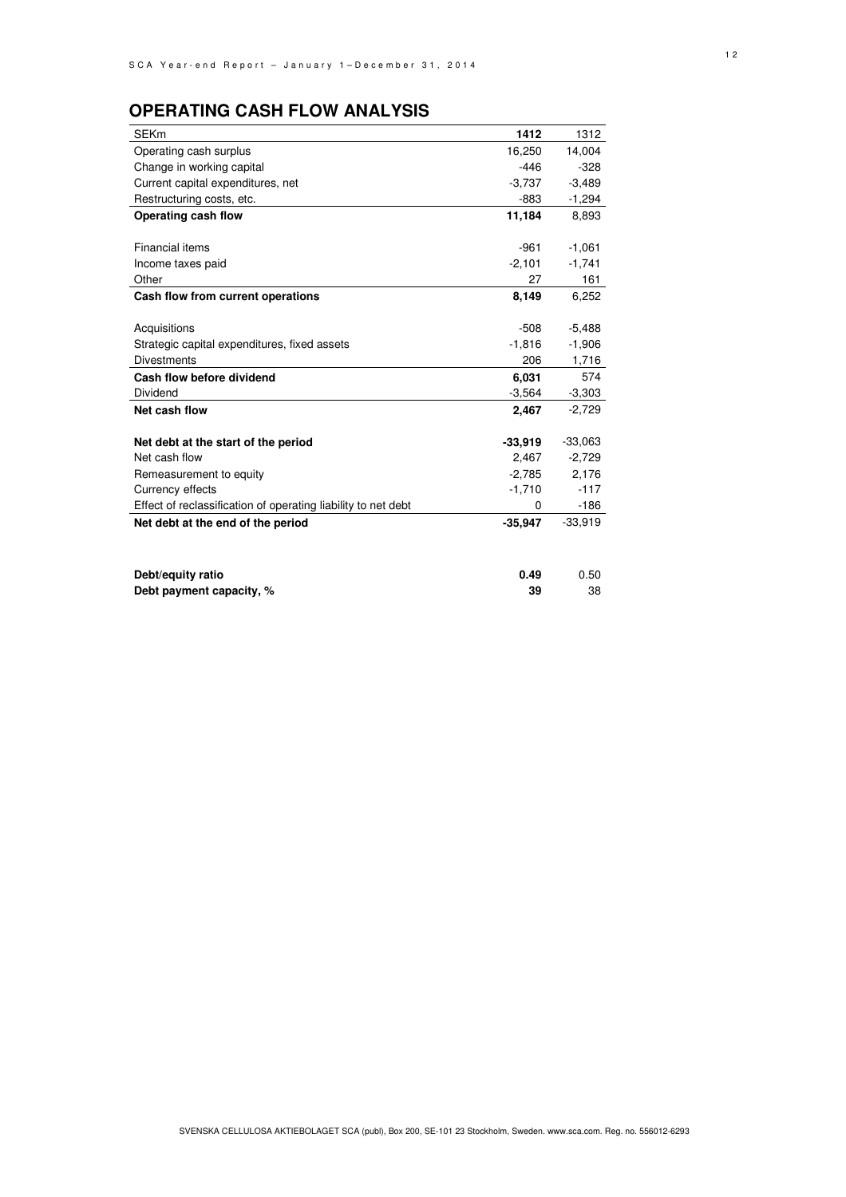## OPERATING CASH FLOW ANALYSIS

| SEKm | **1412** | 1312 |
|---|---|---|
| Operating cash surplus | 16,250 | 14,004 |
| Change in working capital | -446 | -328 |
| Current capital expenditures, net | -3,737 | -3,489 |
| Restructuring costs, etc. | -883 | -1,294 |
| **Operating cash flow** | **11,184** | 8,893 |
| | | |
| Financial items | -961 | -1,061 |
| Income taxes paid | -2,101 | -1,741 |
| Other | 27 | 161 |
| **Cash flow from current operations** | **8,149** | 6,252 |
| | | |
| Acquisitions | -508 | -5,488 |
| Strategic capital expenditures, fixed assets | -1,816 | -1,906 |
| Divestments | 206 | 1,716 |
| **Cash flow before dividend** | **6,031** | 574 |
| Dividend | -3,564 | -3,303 |
| **Net cash flow** | **2,467** | -2,729 |
| | | |
| **Net debt at the start of the period** | **-33,919** | -33,063 |
| Net cash flow | 2,467 | -2,729 |
| Remeasurement to equity | -2,785 | 2,176 |
| Currency effects | -1,710 | -117 |
| Effect of reclassification of operating liability to net debt | 0 | -186 |
| **Net debt at the end of the period** | **-35,947** | -33,919 |
| | | |
| **Debt/equity ratio** | **0.49** | 0.50 |
| **Debt payment capacity, %** | **39** | 38 |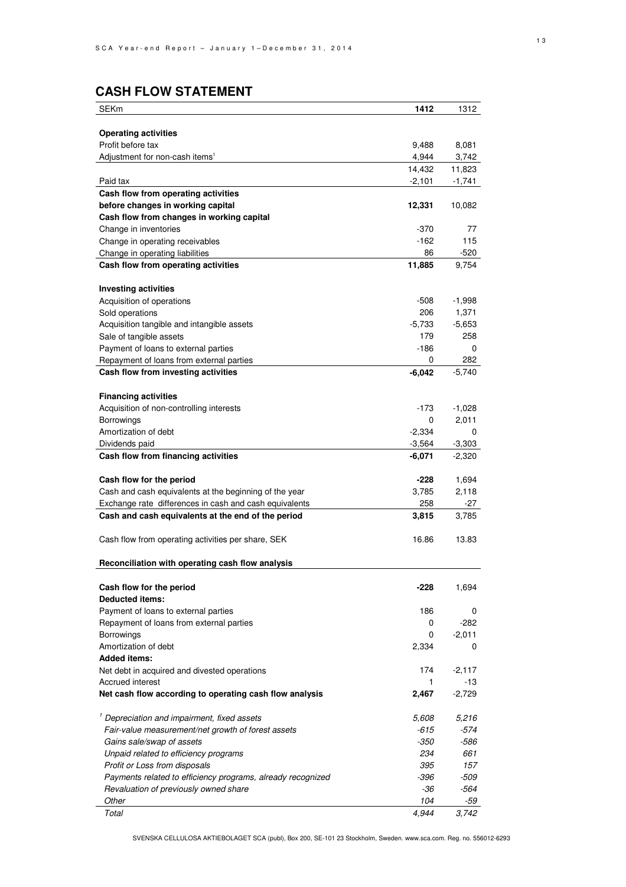## CASH FLOW STATEMENT

| SEKm | **1412** | 1312 |
|---|---|---|
| **Operating activities** | | |
| Profit before tax | 9,488 | 8,081 |
| Adjustment for non-cash items[1] | 4,944 | 3,742 |
| | 14,432 | 11,823 |
| Paid tax | -2,101 | -1,741 |
| **Cash flow from operating activities before changes in working capital** | **12,331** | 10,082 |
| **Cash flow from changes in working capital** | | |
| Change in inventories | -370 | 77 |
| Change in operating receivables | -162 | 115 |
| Change in operating liabilities | 86 | -520 |
| **Cash flow from operating activities** | **11,885** | 9,754 |
| **Investing activities** | | |
| Acquisition of operations | -508 | -1,998 |
| Sold operations | 206 | 1,371 |
| Acquisition tangible and intangible assets | -5,733 | -5,653 |
| Sale of tangible assets | 179 | 258 |
| Payment of loans to external parties | -186 | 0 |
| Repayment of loans from external parties | 0 | 282 |
| **Cash flow from investing activities** | **-6,042** | -5,740 |
| **Financing activities** | | |
| Acquisition of non-controlling interests | -173 | -1,028 |
| Borrowings | 0 | 2,011 |
| Amortization of debt | -2,334 | 0 |
| Dividends paid | -3,564 | -3,303 |
| **Cash flow from financing activities** | **-6,071** | -2,320 |
| **Cash flow for the period** | **-228** | 1,694 |
| Cash and cash equivalents at the beginning of the year | 3,785 | 2,118 |
| Exchange rate differences in cash and cash equivalents | 258 | -27 |
| **Cash and cash equivalents at the end of the period** | **3,815** | 3,785 |
| Cash flow from operating activities per share, SEK | 16.86 | 13.83 |

**Reconciliation with operating cash flow analysis**

| | | |
|---|---|---|
| **Cash flow for the period** | **-228** | 1,694 |
| **Deducted items:** | | |
| Payment of loans to external parties | 186 | 0 |
| Repayment of loans from external parties | 0 | -282 |
| Borrowings | 0 | -2,011 |
| Amortization of debt | 2,334 | 0 |
| **Added items:** | | |
| Net debt in acquired and divested operations | 174 | -2,117 |
| Accrued interest | 1 | -13 |
| **Net cash flow according to operating cash flow analysis** | **2,467** | -2,729 |

| | | |
|---|---|---|
| *[1] Depreciation and impairment, fixed assets* | *5,608* | *5,216* |
| *Fair-value measurement/net growth of forest assets* | *-615* | *-574* |
| *Gains sale/swap of assets* | *-350* | *-586* |
| *Unpaid related to efficiency programs* | *234* | *661* |
| *Profit or Loss from disposals* | *395* | *157* |
| *Payments related to efficiency programs, already recognized* | *-396* | *-509* |
| *Revaluation of previously owned share* | *-36* | *-564* |
| *Other* | *104* | *-59* |
| *Total* | *4,944* | *3,742* |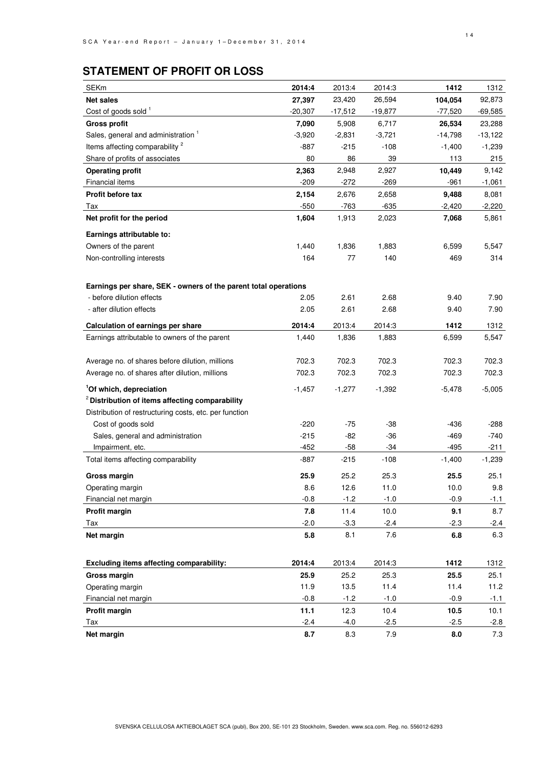## STATEMENT OF PROFIT OR LOSS

| SEKm | 2014:4 | 2013:4 | 2014:3 | 1412 | 1312 |
|---|---|---|---|---|---|
| **Net sales** | **27,397** | 23,420 | 26,594 | **104,054** | 92,873 |
| Cost of goods sold [1] | -20,307 | -17,512 | -19,877 | -77,520 | -69,585 |
| **Gross profit** | **7,090** | 5,908 | 6,717 | **26,534** | 23,288 |
| Sales, general and administration [1] | -3,920 | -2,831 | -3,721 | -14,798 | -13,122 |
| Items affecting comparability [2] | -887 | -215 | -108 | -1,400 | -1,239 |
| Share of profits of associates | 80 | 86 | 39 | 113 | 215 |
| **Operating profit** | **2,363** | 2,948 | 2,927 | **10,449** | 9,142 |
| Financial items | -209 | -272 | -269 | -961 | -1,061 |
| **Profit before tax** | **2,154** | 2,676 | 2,658 | **9,488** | 8,081 |
| Tax | -550 | -763 | -635 | -2,420 | -2,220 |
| **Net profit for the period** | **1,604** | 1,913 | 2,023 | **7,068** | 5,861 |
| **Earnings attributable to:** | | | | | |
| Owners of the parent | 1,440 | 1,836 | 1,883 | 6,599 | 5,547 |
| Non-controlling interests | 164 | 77 | 140 | 469 | 314 |
| | | | | | |
| **Earnings per share, SEK - owners of the parent total operations** | | | | | |
| - before dilution effects | 2.05 | 2.61 | 2.68 | 9.40 | 7.90 |
| - after dilution effects | 2.05 | 2.61 | 2.68 | 9.40 | 7.90 |

| **Calculation of earnings per share** | **2014:4** | 2013:4 | 2014:3 | **1412** | 1312 |
|---|---|---|---|---|---|
| Earnings attributable to owners of the parent | 1,440 | 1,836 | 1,883 | 6,599 | 5,547 |
| | | | | | |
| Average no. of shares before dilution, millions | 702.3 | 702.3 | 702.3 | 702.3 | 702.3 |
| Average no. of shares after dilution, millions | 702.3 | 702.3 | 702.3 | 702.3 | 702.3 |
| **[1]Of which, depreciation** | -1,457 | -1,277 | -1,392 | -5,478 | -5,005 |
| **[2]Distribution of items affecting comparability** | | | | | |
| Distribution of restructuring costs, etc. per function | | | | | |
| Cost of goods sold | -220 | -75 | -38 | -436 | -288 |
| Sales, general and administration | -215 | -82 | -36 | -469 | -740 |
| Impairment, etc. | -452 | -58 | -34 | -495 | -211 |
| Total items affecting comparability | -887 | -215 | -108 | -1,400 | -1,239 |
| **Gross margin** | **25.9** | 25.2 | 25.3 | **25.5** | 25.1 |
| Operating margin | 8.6 | 12.6 | 11.0 | 10.0 | 9.8 |
| Financial net margin | -0.8 | -1.2 | -1.0 | -0.9 | -1.1 |
| **Profit margin** | **7.8** | 11.4 | 10.0 | **9.1** | 8.7 |
| Tax | -2.0 | -3.3 | -2.4 | -2.3 | -2.4 |
| **Net margin** | **5.8** | 8.1 | 7.6 | **6.8** | 6.3 |

| **Excluding items affecting comparability:** | **2014:4** | 2013:4 | 2014:3 | **1412** | 1312 |
|---|---|---|---|---|---|
| **Gross margin** | **25.9** | 25.2 | 25.3 | **25.5** | 25.1 |
| Operating margin | 11.9 | 13.5 | 11.4 | 11.4 | 11.2 |
| Financial net margin | -0.8 | -1.2 | -1.0 | -0.9 | -1.1 |
| **Profit margin** | **11.1** | 12.3 | 10.4 | **10.5** | 10.1 |
| Tax | -2.4 | -4.0 | -2.5 | -2.5 | -2.8 |
| **Net margin** | **8.7** | 8.3 | 7.9 | **8.0** | 7.3 |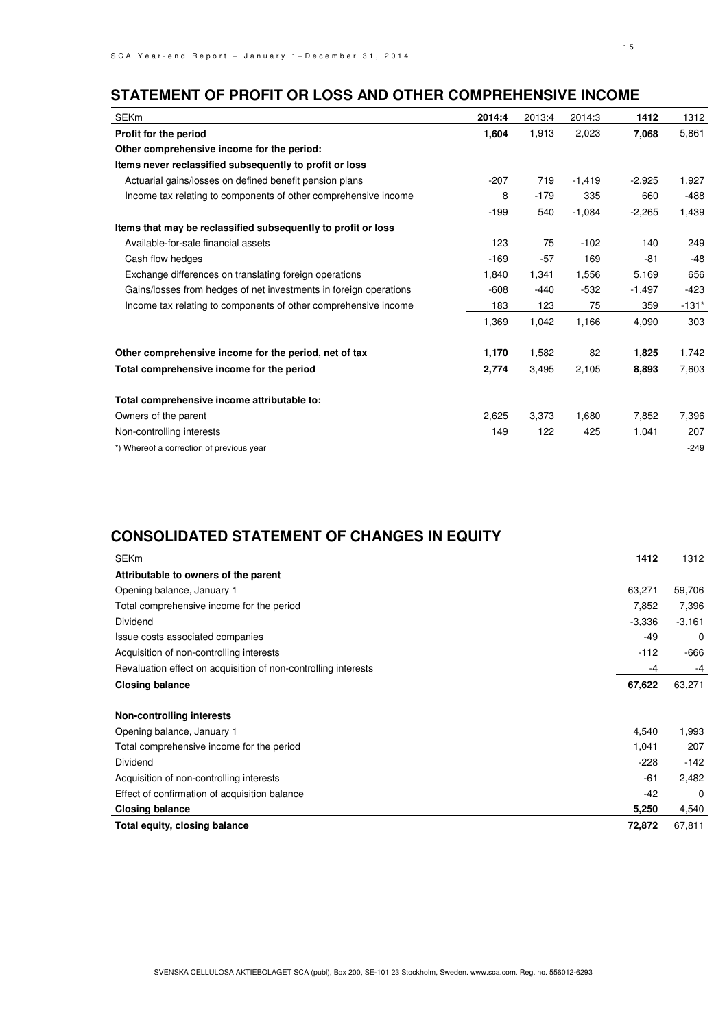## STATEMENT OF PROFIT OR LOSS AND OTHER COMPREHENSIVE INCOME

| SEKm | **2014:4** | 2013:4 | 2014:3 | **1412** | 1312 |
|---|---|---|---|---|---|
| **Profit for the period** | **1,604** | 1,913 | 2,023 | **7,068** | 5,861 |
| **Other comprehensive income for the period:** | | | | | |
| **Items never reclassified subsequently to profit or loss** | | | | | |
| Actuarial gains/losses on defined benefit pension plans | -207 | 719 | -1,419 | -2,925 | 1,927 |
| Income tax relating to components of other comprehensive income | 8 | -179 | 335 | 660 | -488 |
| | -199 | 540 | -1,084 | -2,265 | 1,439 |
| **Items that may be reclassified subsequently to profit or loss** | | | | | |
| Available-for-sale financial assets | 123 | 75 | -102 | 140 | 249 |
| Cash flow hedges | -169 | -57 | 169 | -81 | -48 |
| Exchange differences on translating foreign operations | 1,840 | 1,341 | 1,556 | 5,169 | 656 |
| Gains/losses from hedges of net investments in foreign operations | -608 | -440 | -532 | -1,497 | -423 |
| Income tax relating to components of other comprehensive income | 183 | 123 | 75 | 359 | -131* |
| | 1,369 | 1,042 | 1,166 | 4,090 | 303 |
| **Other comprehensive income for the period, net of tax** | **1,170** | 1,582 | 82 | **1,825** | 1,742 |
| **Total comprehensive income for the period** | **2,774** | 3,495 | 2,105 | **8,893** | 7,603 |
| **Total comprehensive income attributable to:** | | | | | |
| Owners of the parent | 2,625 | 3,373 | 1,680 | 7,852 | 7,396 |
| Non-controlling interests | 149 | 122 | 425 | 1,041 | 207 |
| *) Whereof a correction of previous year | | | | | -249 |

## CONSOLIDATED STATEMENT OF CHANGES IN EQUITY

| SEKm | **1412** | 1312 |
|---|---|---|
| **Attributable to owners of the parent** | | |
| Opening balance, January 1 | 63,271 | 59,706 |
| Total comprehensive income for the period | 7,852 | 7,396 |
| Dividend | -3,336 | -3,161 |
| Issue costs associated companies | -49 | 0 |
| Acquisition of non-controlling interests | -112 | -666 |
| Revaluation effect on acquisition of non-controlling interests | -4 | -4 |
| **Closing balance** | **67,622** | 63,271 |
| **Non-controlling interests** | | |
| Opening balance, January 1 | 4,540 | 1,993 |
| Total comprehensive income for the period | 1,041 | 207 |
| Dividend | -228 | -142 |
| Acquisition of non-controlling interests | -61 | 2,482 |
| Effect of confirmation of acquisition balance | -42 | 0 |
| **Closing balance** | **5,250** | 4,540 |
| **Total equity, closing balance** | **72,872** | 67,811 |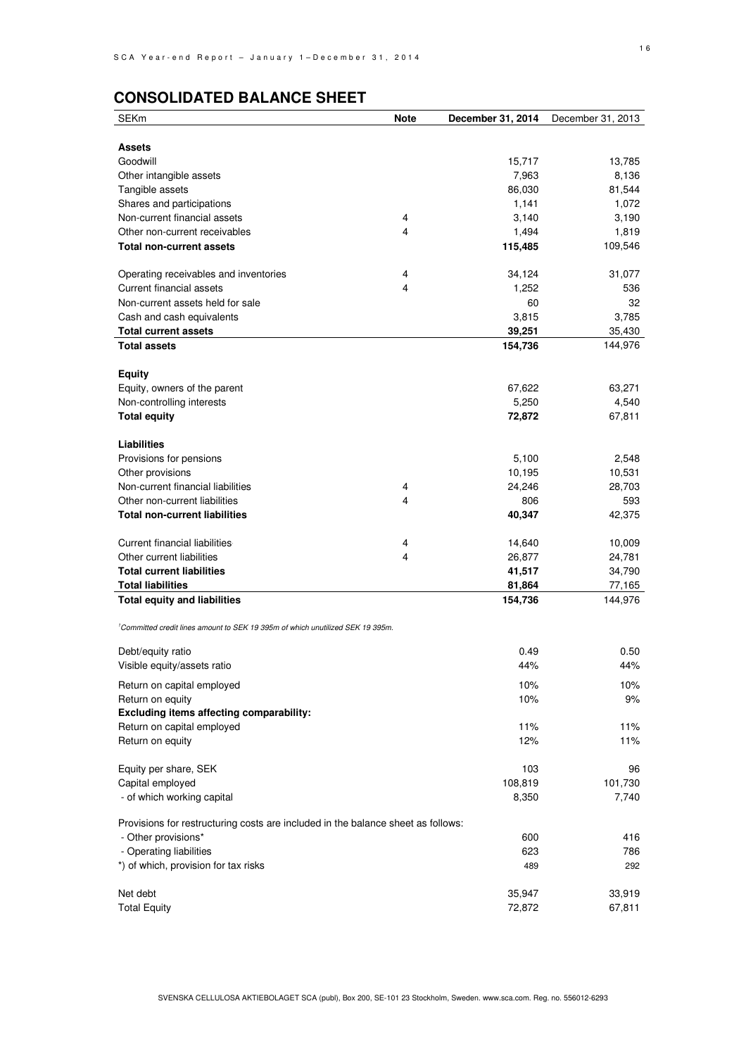## CONSOLIDATED BALANCE SHEET

| SEKm | Note | December 31, 2014 | December 31, 2013 |
|---|---|---|---|
| **Assets** | | | |
| Goodwill | | 15,717 | 13,785 |
| Other intangible assets | | 7,963 | 8,136 |
| Tangible assets | | 86,030 | 81,544 |
| Shares and participations | | 1,141 | 1,072 |
| Non-current financial assets | 4 | 3,140 | 3,190 |
| Other non-current receivables | 4 | 1,494 | 1,819 |
| **Total non-current assets** | | **115,485** | 109,546 |
| Operating receivables and inventories | 4 | 34,124 | 31,077 |
| Current financial assets | 4 | 1,252 | 536 |
| Non-current assets held for sale | | 60 | 32 |
| Cash and cash equivalents | | 3,815 | 3,785 |
| **Total current assets** | | **39,251** | 35,430 |
| **Total assets** | | **154,736** | 144,976 |
| **Equity** | | | |
| Equity, owners of the parent | | 67,622 | 63,271 |
| Non-controlling interests | | 5,250 | 4,540 |
| **Total equity** | | **72,872** | 67,811 |
| **Liabilities** | | | |
| Provisions for pensions | | 5,100 | 2,548 |
| Other provisions | | 10,195 | 10,531 |
| Non-current financial liabilities | 4 | 24,246 | 28,703 |
| Other non-current liabilities | 4 | 806 | 593 |
| **Total non-current liabilities** | | **40,347** | 42,375 |
| Current financial liabilities | 4 | 14,640 | 10,009 |
| Other current liabilities | 4 | 26,877 | 24,781 |
| **Total current liabilities** | | **41,517** | 34,790 |
| **Total liabilities** | | **81,864** | 77,165 |
| **Total equity and liabilities** | | **154,736** | 144,976 |

*[1]Committed credit lines amount to SEK 19 395m of which unutilized SEK 19 395m.*

| | December 31, 2014 | December 31, 2013 |
|---|---|---|
| Debt/equity ratio | 0.49 | 0.50 |
| Visible equity/assets ratio | 44% | 44% |
| Return on capital employed | 10% | 10% |
| Return on equity | 10% | 9% |
| **Excluding items affecting comparability:** | | |
| Return on capital employed | 11% | 11% |
| Return on equity | 12% | 11% |
| Equity per share, SEK | 103 | 96 |
| Capital employed | 108,819 | 101,730 |
| - of which working capital | 8,350 | 7,740 |
| Provisions for restructuring costs are included in the balance sheet as follows: | | |
| - Other provisions* | 600 | 416 |
| - Operating liabilities | 623 | 786 |
| *) of which, provision for tax risks | 489 | 292 |
| Net debt | 35,947 | 33,919 |
| Total Equity | 72,872 | 67,811 |

SVENSKA CELLULOSA AKTIEBOLAGET SCA (publ), Box 200, SE-101 23 Stockholm, Sweden. www.sca.com. Reg. no. 556012-6293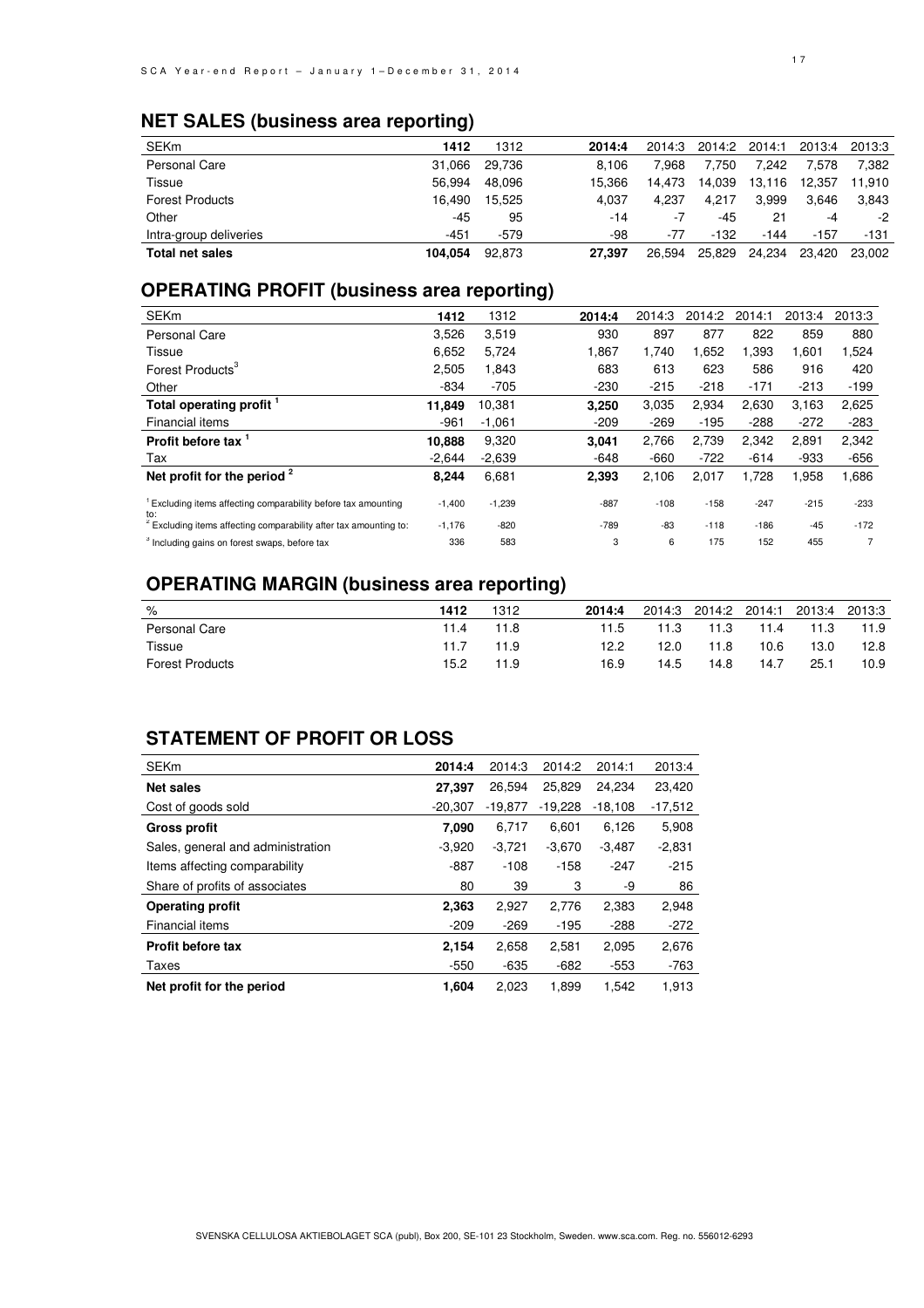## NET SALES (business area reporting)

| SEKm | 1412 | 1312 | 2014:4 | 2014:3 | 2014:2 | 2014:1 | 2013:4 | 2013:3 |
|---|---|---|---|---|---|---|---|---|
| Personal Care | 31,066 | 29,736 | 8,106 | 7,968 | 7,750 | 7,242 | 7,578 | 7,382 |
| Tissue | 56,994 | 48,096 | 15,366 | 14,473 | 14,039 | 13,116 | 12,357 | 11,910 |
| Forest Products | 16,490 | 15,525 | 4,037 | 4,237 | 4,217 | 3,999 | 3,646 | 3,843 |
| Other | -45 | 95 | -14 | -7 | -45 | 21 | -4 | -2 |
| Intra-group deliveries | -451 | -579 | -98 | -77 | -132 | -144 | -157 | -131 |
| **Total net sales** | **104,054** | 92,873 | **27,397** | 26,594 | 25,829 | 24,234 | 23,420 | 23,002 |

## OPERATING PROFIT (business area reporting)

| SEKm | 1412 | 1312 | 2014:4 | 2014:3 | 2014:2 | 2014:1 | 2013:4 | 2013:3 |
|---|---|---|---|---|---|---|---|---|
| Personal Care | 3,526 | 3,519 | 930 | 897 | 877 | 822 | 859 | 880 |
| Tissue | 6,652 | 5,724 | 1,867 | 1,740 | 1,652 | 1,393 | 1,601 | 1,524 |
| Forest Products[3] | 2,505 | 1,843 | 683 | 613 | 623 | 586 | 916 | 420 |
| Other | -834 | -705 | -230 | -215 | -218 | -171 | -213 | -199 |
| **Total operating profit [1]** | **11,849** | 10,381 | **3,250** | 3,035 | 2,934 | 2,630 | 3,163 | 2,625 |
| Financial items | -961 | -1,061 | -209 | -269 | -195 | -288 | -272 | -283 |
| **Profit before tax [1]** | **10,888** | 9,320 | **3,041** | 2,766 | 2,739 | 2,342 | 2,891 | 2,342 |
| Tax | -2,644 | -2,639 | -648 | -660 | -722 | -614 | -933 | -656 |
| **Net profit for the period [2]** | **8,244** | 6,681 | **2,393** | 2,106 | 2,017 | 1,728 | 1,958 | 1,686 |
| [1] Excluding items affecting comparability before tax amounting to: | -1,400 | -1,239 | -887 | -108 | -158 | -247 | -215 | -233 |
| [2] Excluding items affecting comparability after tax amounting to: | -1,176 | -820 | -789 | -83 | -118 | -186 | -45 | -172 |
| [3] Including gains on forest swaps, before tax | 336 | 583 | 3 | 6 | 175 | 152 | 455 | 7 |

## OPERATING MARGIN (business area reporting)

| % | 1412 | 1312 | 2014:4 | 2014:3 | 2014:2 | 2014:1 | 2013:4 | 2013:3 |
|---|---|---|---|---|---|---|---|---|
| Personal Care | 11.4 | 11.8 | 11.5 | 11.3 | 11.3 | 11.4 | 11.3 | 11.9 |
| Tissue | 11.7 | 11.9 | 12.2 | 12.0 | 11.8 | 10.6 | 13.0 | 12.8 |
| Forest Products | 15.2 | 11.9 | 16.9 | 14.5 | 14.8 | 14.7 | 25.1 | 10.9 |

## STATEMENT OF PROFIT OR LOSS

| SEKm | 2014:4 | 2014:3 | 2014:2 | 2014:1 | 2013:4 |
|---|---|---|---|---|---|
| **Net sales** | **27,397** | 26,594 | 25,829 | 24,234 | 23,420 |
| Cost of goods sold | -20,307 | -19,877 | -19,228 | -18,108 | -17,512 |
| **Gross profit** | **7,090** | 6,717 | 6,601 | 6,126 | 5,908 |
| Sales, general and administration | -3,920 | -3,721 | -3,670 | -3,487 | -2,831 |
| Items affecting comparability | -887 | -108 | -158 | -247 | -215 |
| Share of profits of associates | 80 | 39 | 3 | -9 | 86 |
| **Operating profit** | **2,363** | 2,927 | 2,776 | 2,383 | 2,948 |
| Financial items | -209 | -269 | -195 | -288 | -272 |
| **Profit before tax** | **2,154** | 2,658 | 2,581 | 2,095 | 2,676 |
| Taxes | -550 | -635 | -682 | -553 | -763 |
| **Net profit for the period** | **1,604** | 2,023 | 1,899 | 1,542 | 1,913 |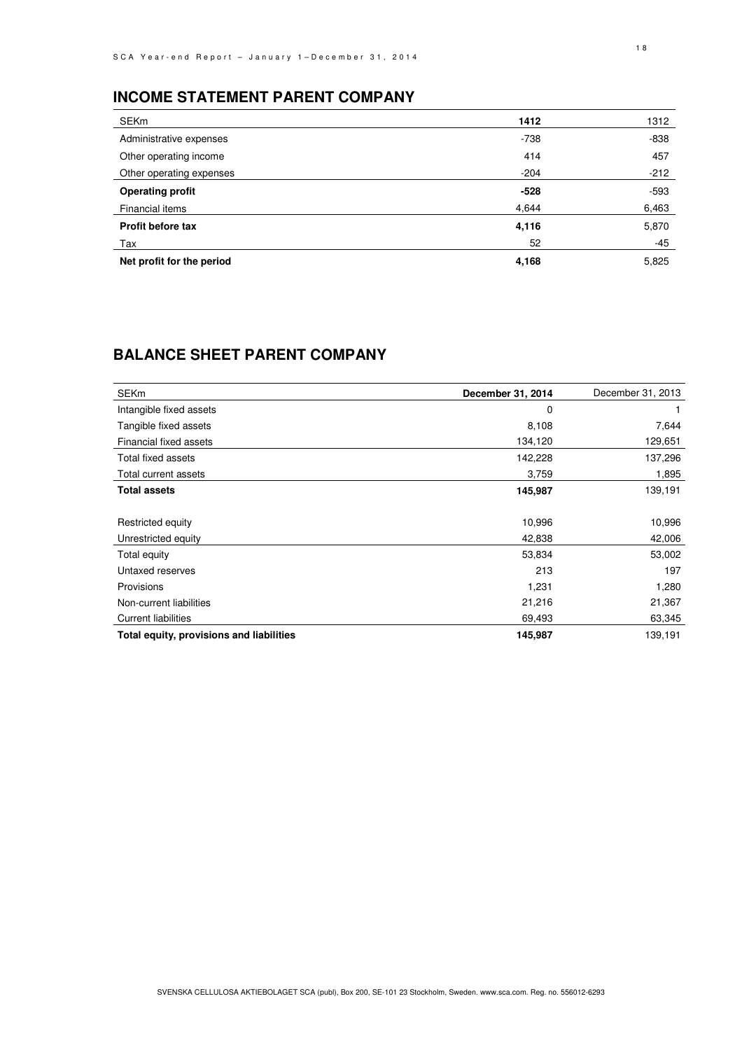## INCOME STATEMENT PARENT COMPANY

| SEKm | **1412** | 1312 |
|---|---|---|
| Administrative expenses | -738 | -838 |
| Other operating income | 414 | 457 |
| Other operating expenses | -204 | -212 |
| **Operating profit** | **-528** | -593 |
| Financial items | 4,644 | 6,463 |
| **Profit before tax** | **4,116** | 5,870 |
| Tax | 52 | -45 |
| **Net profit for the period** | **4,168** | 5,825 |

## BALANCE SHEET PARENT COMPANY

| SEKm | **December 31, 2014** | December 31, 2013 |
|---|---|---|
| Intangible fixed assets | 0 | 1 |
| Tangible fixed assets | 8,108 | 7,644 |
| Financial fixed assets | 134,120 | 129,651 |
| Total fixed assets | 142,228 | 137,296 |
| Total current assets | 3,759 | 1,895 |
| **Total assets** | **145,987** | 139,191 |
| | | |
| Restricted equity | 10,996 | 10,996 |
| Unrestricted equity | 42,838 | 42,006 |
| Total equity | 53,834 | 53,002 |
| Untaxed reserves | 213 | 197 |
| Provisions | 1,231 | 1,280 |
| Non-current liabilities | 21,216 | 21,367 |
| Current liabilities | 69,493 | 63,345 |
| **Total equity, provisions and liabilities** | **145,987** | 139,191 |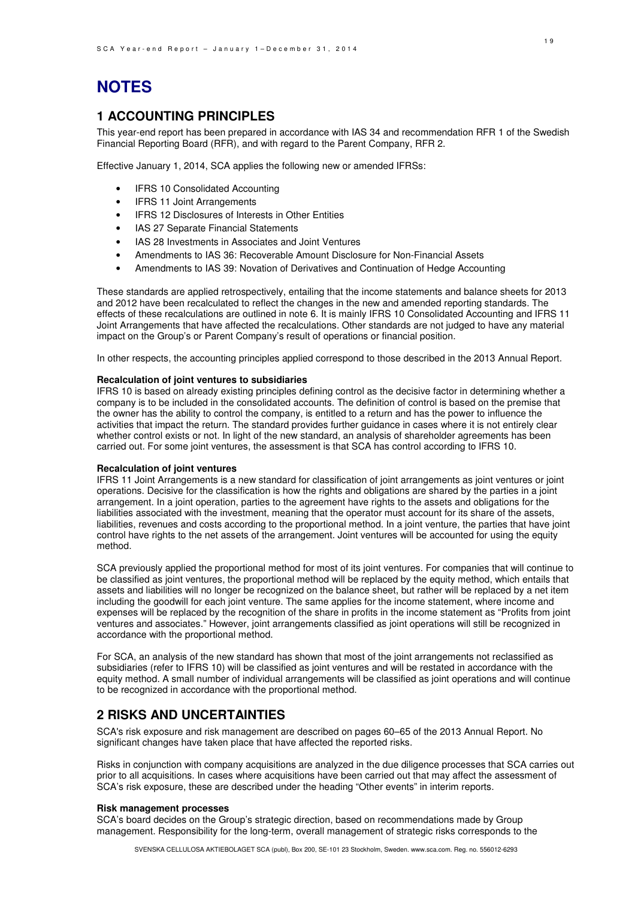# NOTES

## 1 ACCOUNTING PRINCIPLES

This year-end report has been prepared in accordance with IAS 34 and recommendation RFR 1 of the Swedish Financial Reporting Board (RFR), and with regard to the Parent Company, RFR 2.

Effective January 1, 2014, SCA applies the following new or amended IFRSs:

- IFRS 10 Consolidated Accounting
- IFRS 11 Joint Arrangements
- IFRS 12 Disclosures of Interests in Other Entities
- IAS 27 Separate Financial Statements
- IAS 28 Investments in Associates and Joint Ventures
- Amendments to IAS 36: Recoverable Amount Disclosure for Non-Financial Assets
- Amendments to IAS 39: Novation of Derivatives and Continuation of Hedge Accounting

These standards are applied retrospectively, entailing that the income statements and balance sheets for 2013 and 2012 have been recalculated to reflect the changes in the new and amended reporting standards. The effects of these recalculations are outlined in note 6. It is mainly IFRS 10 Consolidated Accounting and IFRS 11 Joint Arrangements that have affected the recalculations. Other standards are not judged to have any material impact on the Group's or Parent Company's result of operations or financial position.

In other respects, the accounting principles applied correspond to those described in the 2013 Annual Report.

**Recalculation of joint ventures to subsidiaries**

IFRS 10 is based on already existing principles defining control as the decisive factor in determining whether a company is to be included in the consolidated accounts. The definition of control is based on the premise that the owner has the ability to control the company, is entitled to a return and has the power to influence the activities that impact the return. The standard provides further guidance in cases where it is not entirely clear whether control exists or not. In light of the new standard, an analysis of shareholder agreements has been carried out. For some joint ventures, the assessment is that SCA has control according to IFRS 10.

**Recalculation of joint ventures**

IFRS 11 Joint Arrangements is a new standard for classification of joint arrangements as joint ventures or joint operations. Decisive for the classification is how the rights and obligations are shared by the parties in a joint arrangement. In a joint operation, parties to the agreement have rights to the assets and obligations for the liabilities associated with the investment, meaning that the operator must account for its share of the assets, liabilities, revenues and costs according to the proportional method. In a joint venture, the parties that have joint control have rights to the net assets of the arrangement. Joint ventures will be accounted for using the equity method.

SCA previously applied the proportional method for most of its joint ventures. For companies that will continue to be classified as joint ventures, the proportional method will be replaced by the equity method, which entails that assets and liabilities will no longer be recognized on the balance sheet, but rather will be replaced by a net item including the goodwill for each joint venture. The same applies for the income statement, where income and expenses will be replaced by the recognition of the share in profits in the income statement as "Profits from joint ventures and associates." However, joint arrangements classified as joint operations will still be recognized in accordance with the proportional method.

For SCA, an analysis of the new standard has shown that most of the joint arrangements not reclassified as subsidiaries (refer to IFRS 10) will be classified as joint ventures and will be restated in accordance with the equity method. A small number of individual arrangements will be classified as joint operations and will continue to be recognized in accordance with the proportional method.

## 2 RISKS AND UNCERTAINTIES

SCA's risk exposure and risk management are described on pages 60–65 of the 2013 Annual Report. No significant changes have taken place that have affected the reported risks.

Risks in conjunction with company acquisitions are analyzed in the due diligence processes that SCA carries out prior to all acquisitions. In cases where acquisitions have been carried out that may affect the assessment of SCA's risk exposure, these are described under the heading "Other events" in interim reports.

**Risk management processes**

SCA's board decides on the Group's strategic direction, based on recommendations made by Group management. Responsibility for the long-term, overall management of strategic risks corresponds to the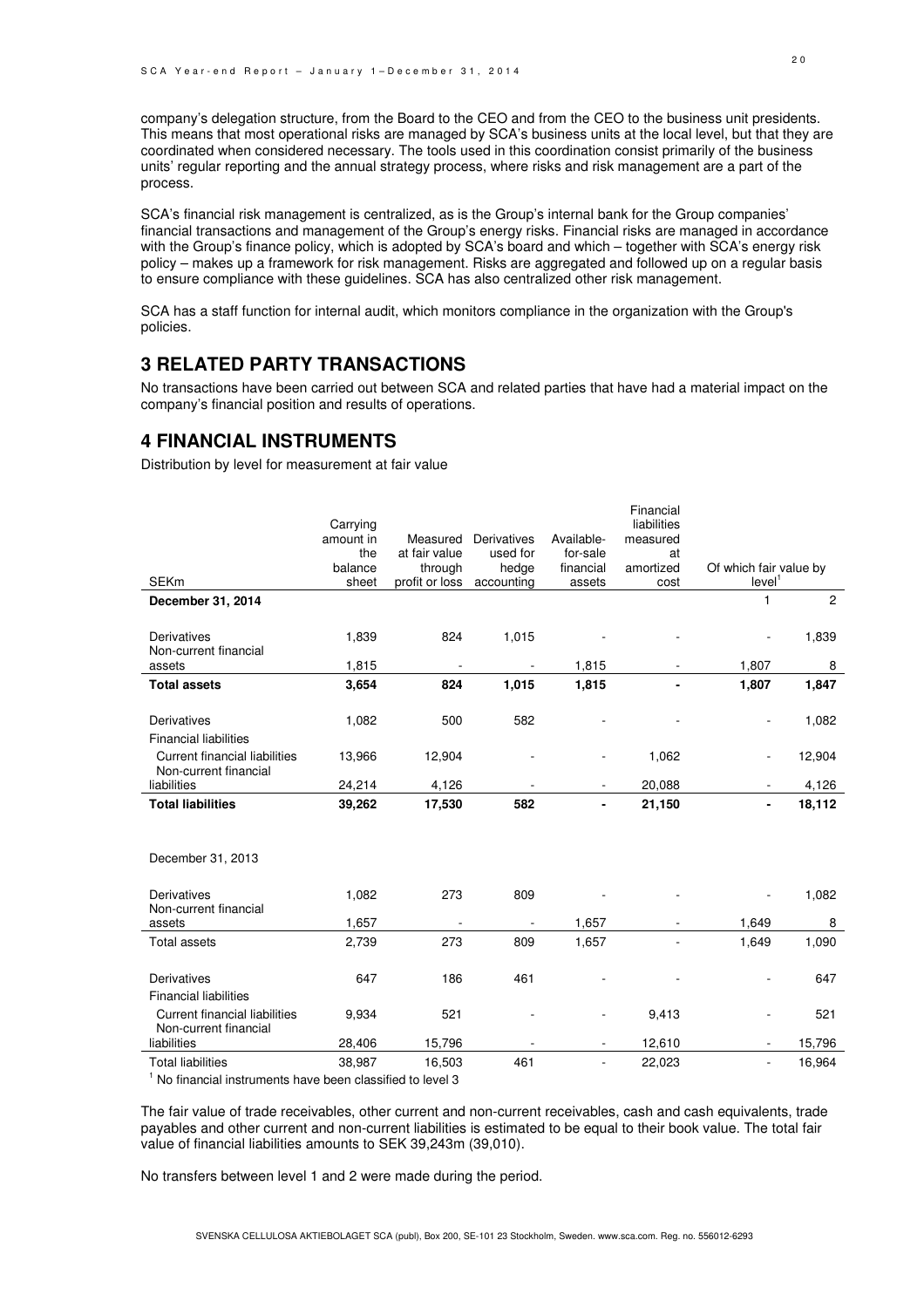company's delegation structure, from the Board to the CEO and from the CEO to the business unit presidents. This means that most operational risks are managed by SCA's business units at the local level, but that they are coordinated when considered necessary. The tools used in this coordination consist primarily of the business units' regular reporting and the annual strategy process, where risks and risk management are a part of the process.

SCA's financial risk management is centralized, as is the Group's internal bank for the Group companies' financial transactions and management of the Group's energy risks. Financial risks are managed in accordance with the Group's finance policy, which is adopted by SCA's board and which – together with SCA's energy risk policy – makes up a framework for risk management. Risks are aggregated and followed up on a regular basis to ensure compliance with these guidelines. SCA has also centralized other risk management.

SCA has a staff function for internal audit, which monitors compliance in the organization with the Group's policies.

## 3 RELATED PARTY TRANSACTIONS

No transactions have been carried out between SCA and related parties that have had a material impact on the company's financial position and results of operations.

## 4 FINANCIAL INSTRUMENTS

Distribution by level for measurement at fair value

| SEKm | Carrying amount in the balance sheet | Measured at fair value through profit or loss | Derivatives used for hedge accounting | Available-for-sale financial assets | Financial liabilities measured at amortized cost | Of which fair value by level[1] | |
|---|---|---|---|---|---|---|---|
| **December 31, 2014** | | | | | | 1 | 2 |
| Derivatives | 1,839 | 824 | 1,015 | - | - | - | 1,839 |
| Non-current financial assets | 1,815 | - | - | 1,815 | - | 1,807 | 8 |
| **Total assets** | **3,654** | **824** | **1,015** | **1,815** | **-** | **1,807** | **1,847** |
| Derivatives | 1,082 | 500 | 582 | - | - | - | 1,082 |
| Financial liabilities | | | | | | | |
| Current financial liabilities | 13,966 | 12,904 | - | - | 1,062 | - | 12,904 |
| Non-current financial liabilities | 24,214 | 4,126 | - | - | 20,088 | - | 4,126 |
| **Total liabilities** | **39,262** | **17,530** | **582** | **-** | **21,150** | **-** | **18,112** |
| December 31, 2013 | | | | | | | |
| Derivatives | 1,082 | 273 | 809 | - | - | - | 1,082 |
| Non-current financial assets | 1,657 | - | - | 1,657 | - | 1,649 | 8 |
| Total assets | 2,739 | 273 | 809 | 1,657 | - | 1,649 | 1,090 |
| Derivatives | 647 | 186 | 461 | - | - | - | 647 |
| Financial liabilities | | | | | | | |
| Current financial liabilities | 9,934 | 521 | - | - | 9,413 | - | 521 |
| Non-current financial liabilities | 28,406 | 15,796 | - | - | 12,610 | - | 15,796 |
| Total liabilities | 38,987 | 16,503 | 461 | - | 22,023 | - | 16,964 |

[1] No financial instruments have been classified to level 3

The fair value of trade receivables, other current and non-current receivables, cash and cash equivalents, trade payables and other current and non-current liabilities is estimated to be equal to their book value. The total fair value of financial liabilities amounts to SEK 39,243m (39,010).

No transfers between level 1 and 2 were made during the period.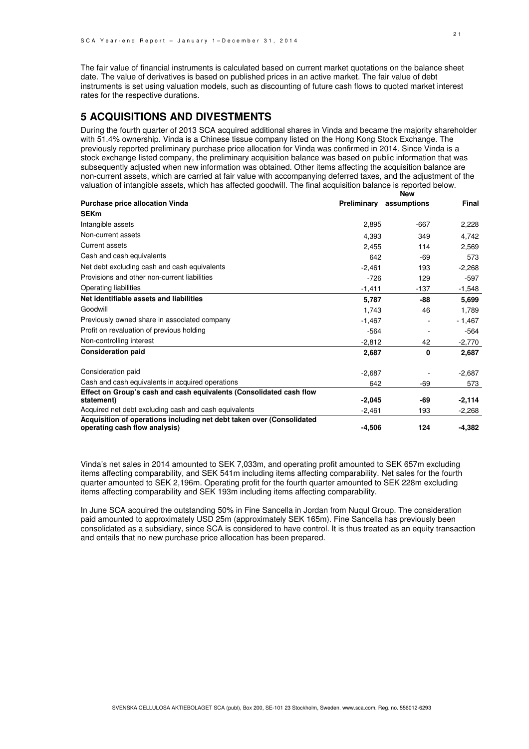The fair value of financial instruments is calculated based on current market quotations on the balance sheet date. The value of derivatives is based on published prices in an active market. The fair value of debt instruments is set using valuation models, such as discounting of future cash flows to quoted market interest rates for the respective durations.

## 5 ACQUISITIONS AND DIVESTMENTS

During the fourth quarter of 2013 SCA acquired additional shares in Vinda and became the majority shareholder with 51.4% ownership. Vinda is a Chinese tissue company listed on the Hong Kong Stock Exchange. The previously reported preliminary purchase price allocation for Vinda was confirmed in 2014. Since Vinda is a stock exchange listed company, the preliminary acquisition balance was based on public information that was subsequently adjusted when new information was obtained. Other items affecting the acquisition balance are non-current assets, which are carried at fair value with accompanying deferred taxes, and the adjustment of the valuation of intangible assets, which has affected goodwill. The final acquisition balance is reported below.

| **Purchase price allocation Vinda** | **Preliminary** | **New assumptions** | **Final** |
|---|---|---|---|
| **SEKm** | | | |
| Intangible assets | 2,895 | -667 | 2,228 |
| Non-current assets | 4,393 | 349 | 4,742 |
| Current assets | 2,455 | 114 | 2,569 |
| Cash and cash equivalents | 642 | -69 | 573 |
| Net debt excluding cash and cash equivalents | -2,461 | 193 | -2,268 |
| Provisions and other non-current liabilities | -726 | 129 | -597 |
| Operating liabilities | -1,411 | -137 | -1,548 |
| **Net identifiable assets and liabilities** | **5,787** | **-88** | **5,699** |
| Goodwill | 1,743 | 46 | 1,789 |
| Previously owned share in associated company | -1,467 | - | - 1,467 |
| Profit on revaluation of previous holding | -564 | - | -564 |
| Non-controlling interest | -2,812 | 42 | -2,770 |
| **Consideration paid** | **2,687** | **0** | **2,687** |
| | | | |
| Consideration paid | -2,687 | - | -2,687 |
| Cash and cash equivalents in acquired operations | 642 | -69 | 573 |
| **Effect on Group's cash and cash equivalents (Consolidated cash flow statement)** | **-2,045** | **-69** | **-2,114** |
| Acquired net debt excluding cash and cash equivalents | -2,461 | 193 | -2,268 |
| **Acquisition of operations including net debt taken over (Consolidated operating cash flow analysis)** | **-4,506** | **124** | **-4,382** |

Vinda's net sales in 2014 amounted to SEK 7,033m, and operating profit amounted to SEK 657m excluding items affecting comparability, and SEK 541m including items affecting comparability. Net sales for the fourth quarter amounted to SEK 2,196m. Operating profit for the fourth quarter amounted to SEK 228m excluding items affecting comparability and SEK 193m including items affecting comparability.

In June SCA acquired the outstanding 50% in Fine Sancella in Jordan from Nuqul Group. The consideration paid amounted to approximately USD 25m (approximately SEK 165m). Fine Sancella has previously been consolidated as a subsidiary, since SCA is considered to have control. It is thus treated as an equity transaction and entails that no new purchase price allocation has been prepared.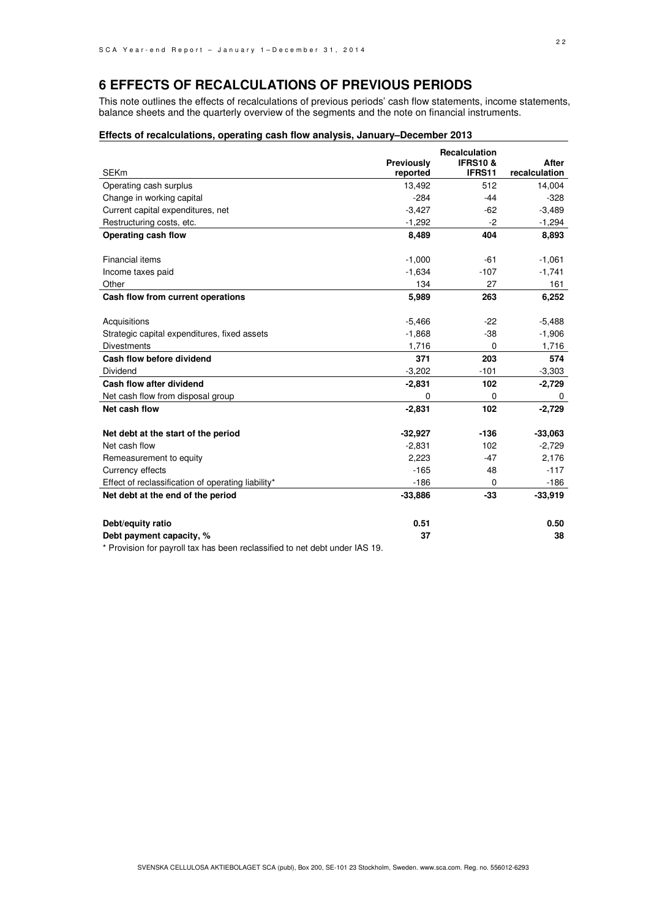# 6 EFFECTS OF RECALCULATIONS OF PREVIOUS PERIODS

This note outlines the effects of recalculations of previous periods' cash flow statements, income statements, balance sheets and the quarterly overview of the segments and the note on financial instruments.

**Effects of recalculations, operating cash flow analysis, January–December 2013**

| SEKm | Previously reported | Recalculation IFRS10 & IFRS11 | After recalculation |
|---|---|---|---|
| Operating cash surplus | 13,492 | 512 | 14,004 |
| Change in working capital | -284 | -44 | -328 |
| Current capital expenditures, net | -3,427 | -62 | -3,489 |
| Restructuring costs, etc. | -1,292 | -2 | -1,294 |
| **Operating cash flow** | **8,489** | **404** | **8,893** |
| | | | |
| Financial items | -1,000 | -61 | -1,061 |
| Income taxes paid | -1,634 | -107 | -1,741 |
| Other | 134 | 27 | 161 |
| **Cash flow from current operations** | **5,989** | **263** | **6,252** |
| | | | |
| Acquisitions | -5,466 | -22 | -5,488 |
| Strategic capital expenditures, fixed assets | -1,868 | -38 | -1,906 |
| Divestments | 1,716 | 0 | 1,716 |
| **Cash flow before dividend** | **371** | **203** | **574** |
| Dividend | -3,202 | -101 | -3,303 |
| **Cash flow after dividend** | **-2,831** | **102** | **-2,729** |
| Net cash flow from disposal group | 0 | 0 | 0 |
| **Net cash flow** | **-2,831** | **102** | **-2,729** |
| | | | |
| **Net debt at the start of the period** | **-32,927** | **-136** | **-33,063** |
| Net cash flow | -2,831 | 102 | -2,729 |
| Remeasurement to equity | 2,223 | -47 | 2,176 |
| Currency effects | -165 | 48 | -117 |
| Effect of reclassification of operating liability* | -186 | 0 | -186 |
| **Net debt at the end of the period** | **-33,886** | **-33** | **-33,919** |
| | | | |
| **Debt/equity ratio** | **0.51** | | **0.50** |
| **Debt payment capacity, %** | **37** | | **38** |

* Provision for payroll tax has been reclassified to net debt under IAS 19.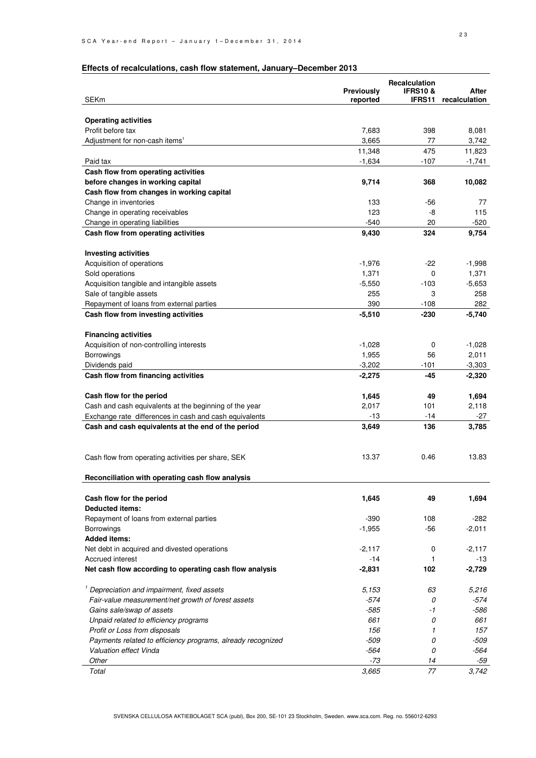## Effects of recalculations, cash flow statement, January–December 2013

| SEKm | Previously reported | Recalculation IFRS10 & IFRS11 | After recalculation |
|---|---|---|---|
| **Operating activities** | | | |
| Profit before tax | 7,683 | 398 | 8,081 |
| Adjustment for non-cash items[1] | 3,665 | 77 | 3,742 |
| | 11,348 | 475 | 11,823 |
| Paid tax | -1,634 | -107 | -1,741 |
| **Cash flow from operating activities before changes in working capital** | **9,714** | **368** | **10,082** |
| **Cash flow from changes in working capital** | | | |
| Change in inventories | 133 | -56 | 77 |
| Change in operating receivables | 123 | -8 | 115 |
| Change in operating liabilities | -540 | 20 | -520 |
| **Cash flow from operating activities** | **9,430** | **324** | **9,754** |
| **Investing activities** | | | |
| Acquisition of operations | -1,976 | -22 | -1,998 |
| Sold operations | 1,371 | 0 | 1,371 |
| Acquisition tangible and intangible assets | -5,550 | -103 | -5,653 |
| Sale of tangible assets | 255 | 3 | 258 |
| Repayment of loans from external parties | 390 | -108 | 282 |
| **Cash flow from investing activities** | **-5,510** | **-230** | **-5,740** |
| **Financing activities** | | | |
| Acquisition of non-controlling interests | -1,028 | 0 | -1,028 |
| Borrowings | 1,955 | 56 | 2,011 |
| Dividends paid | -3,202 | -101 | -3,303 |
| **Cash flow from financing activities** | **-2,275** | **-45** | **-2,320** |
| **Cash flow for the period** | **1,645** | **49** | **1,694** |
| Cash and cash equivalents at the beginning of the year | 2,017 | 101 | 2,118 |
| Exchange rate differences in cash and cash equivalents | -13 | -14 | -27 |
| **Cash and cash equivalents at the end of the period** | **3,649** | **136** | **3,785** |
| Cash flow from operating activities per share, SEK | 13.37 | 0.46 | 13.83 |

**Reconciliation with operating cash flow analysis**

| | Previously reported | Recalculation IFRS10 & IFRS11 | After recalculation |
|---|---|---|---|
| **Cash flow for the period** | **1,645** | **49** | **1,694** |
| **Deducted items:** | | | |
| Repayment of loans from external parties | -390 | 108 | -282 |
| Borrowings | -1,955 | -56 | -2,011 |
| **Added items:** | | | |
| Net debt in acquired and divested operations | -2,117 | 0 | -2,117 |
| Accrued interest | -14 | 1 | -13 |
| **Net cash flow according to operating cash flow analysis** | **-2,831** | **102** | **-2,729** |

| | Previously reported | Recalculation IFRS10 & IFRS11 | After recalculation |
|---|---|---|---|
| *[1] Depreciation and impairment, fixed assets* | *5,153* | *63* | *5,216* |
| *Fair-value measurement/net growth of forest assets* | *-574* | *0* | *-574* |
| *Gains sale/swap of assets* | *-585* | *-1* | *-586* |
| *Unpaid related to efficiency programs* | *661* | *0* | *661* |
| *Profit or Loss from disposals* | *156* | *1* | *157* |
| *Payments related to efficiency programs, already recognized* | *-509* | *0* | *-509* |
| *Valuation effect Vinda* | *-564* | *0* | *-564* |
| *Other* | *-73* | *14* | *-59* |
| *Total* | *3,665* | *77* | *3,742* |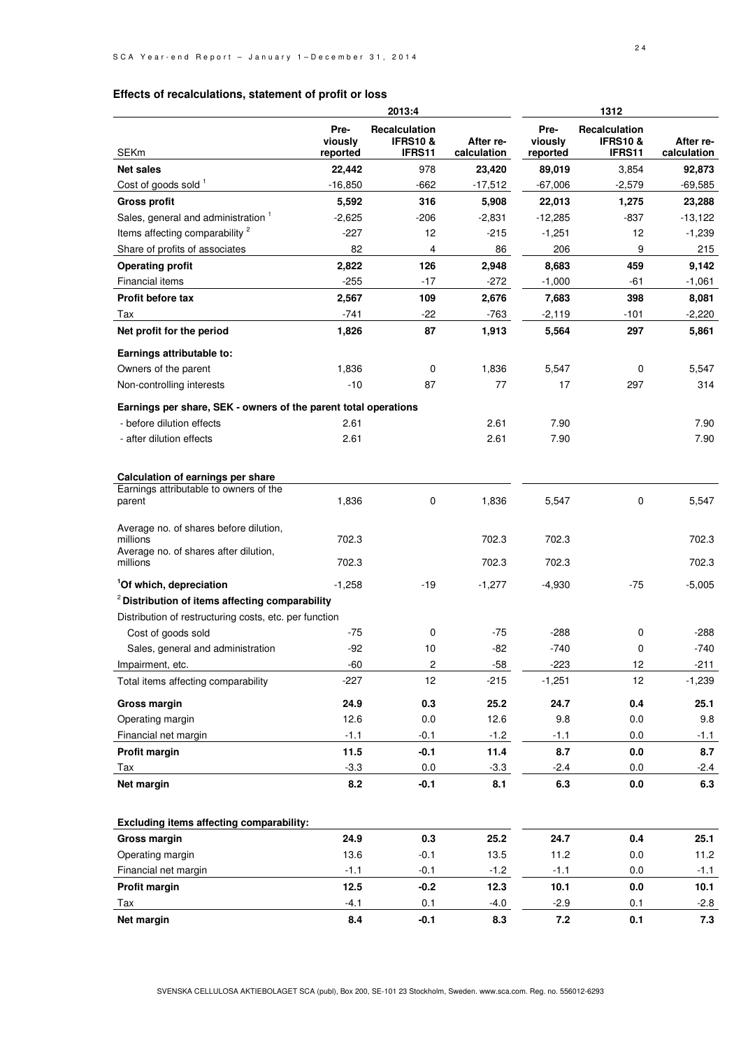## Effects of recalculations, statement of profit or loss

| SEKm | 2013:4 Previously reported | 2013:4 Recalculation IFRS10 & IFRS11 | 2013:4 After re-calculation | 1312 Previously reported | 1312 Recalculation IFRS10 & IFRS11 | 1312 After re-calculation |
|---|---|---|---|---|---|---|
| **Net sales** | **22,442** | 978 | **23,420** | **89,019** | 3,854 | **92,873** |
| Cost of goods sold [1] | -16,850 | -662 | -17,512 | -67,006 | -2,579 | -69,585 |
| **Gross profit** | **5,592** | **316** | **5,908** | **22,013** | **1,275** | **23,288** |
| Sales, general and administration [1] | -2,625 | -206 | -2,831 | -12,285 | -837 | -13,122 |
| Items affecting comparability [2] | -227 | 12 | -215 | -1,251 | 12 | -1,239 |
| Share of profits of associates | 82 | 4 | 86 | 206 | 9 | 215 |
| **Operating profit** | **2,822** | **126** | **2,948** | **8,683** | **459** | **9,142** |
| Financial items | -255 | -17 | -272 | -1,000 | -61 | -1,061 |
| **Profit before tax** | **2,567** | **109** | **2,676** | **7,683** | **398** | **8,081** |
| Tax | -741 | -22 | -763 | -2,119 | -101 | -2,220 |
| **Net profit for the period** | **1,826** | **87** | **1,913** | **5,564** | **297** | **5,861** |
| **Earnings attributable to:** | | | | | | |
| Owners of the parent | 1,836 | 0 | 1,836 | 5,547 | 0 | 5,547 |
| Non-controlling interests | -10 | 87 | 77 | 17 | 297 | 314 |
| **Earnings per share, SEK - owners of the parent total operations** | | | | | | |
| - before dilution effects | 2.61 | | 2.61 | 7.90 | | 7.90 |
| - after dilution effects | 2.61 | | 2.61 | 7.90 | | 7.90 |
| **Calculation of earnings per share** | | | | | | |
| Earnings attributable to owners of the parent | 1,836 | 0 | 1,836 | 5,547 | 0 | 5,547 |
| Average no. of shares before dilution, millions | 702.3 | | 702.3 | 702.3 | | 702.3 |
| Average no. of shares after dilution, millions | 702.3 | | 702.3 | 702.3 | | 702.3 |
| **[1]Of which, depreciation** | -1,258 | -19 | -1,277 | -4,930 | -75 | -5,005 |
| **[2]Distribution of items affecting comparability** | | | | | | |
| Distribution of restructuring costs, etc. per function | | | | | | |
| Cost of goods sold | -75 | 0 | -75 | -288 | 0 | -288 |
| Sales, general and administration | -92 | 10 | -82 | -740 | 0 | -740 |
| Impairment, etc. | -60 | 2 | -58 | -223 | 12 | -211 |
| Total items affecting comparability | -227 | 12 | -215 | -1,251 | 12 | -1,239 |
| **Gross margin** | **24.9** | **0.3** | **25.2** | **24.7** | **0.4** | **25.1** |
| Operating margin | 12.6 | 0.0 | 12.6 | 9.8 | 0.0 | 9.8 |
| Financial net margin | -1.1 | -0.1 | -1.2 | -1.1 | 0.0 | -1.1 |
| **Profit margin** | **11.5** | **-0.1** | **11.4** | **8.7** | **0.0** | **8.7** |
| Tax | -3.3 | 0.0 | -3.3 | -2.4 | 0.0 | -2.4 |
| **Net margin** | **8.2** | **-0.1** | **8.1** | **6.3** | **0.0** | **6.3** |
| **Excluding items affecting comparability:** | | | | | | |
| **Gross margin** | **24.9** | **0.3** | **25.2** | **24.7** | **0.4** | **25.1** |
| Operating margin | 13.6 | -0.1 | 13.5 | 11.2 | 0.0 | 11.2 |
| Financial net margin | -1.1 | -0.1 | -1.2 | -1.1 | 0.0 | -1.1 |
| **Profit margin** | **12.5** | **-0.2** | **12.3** | **10.1** | **0.0** | **10.1** |
| Tax | -4.1 | 0.1 | -4.0 | -2.9 | 0.1 | -2.8 |
| **Net margin** | **8.4** | **-0.1** | **8.3** | **7.2** | **0.1** | **7.3** |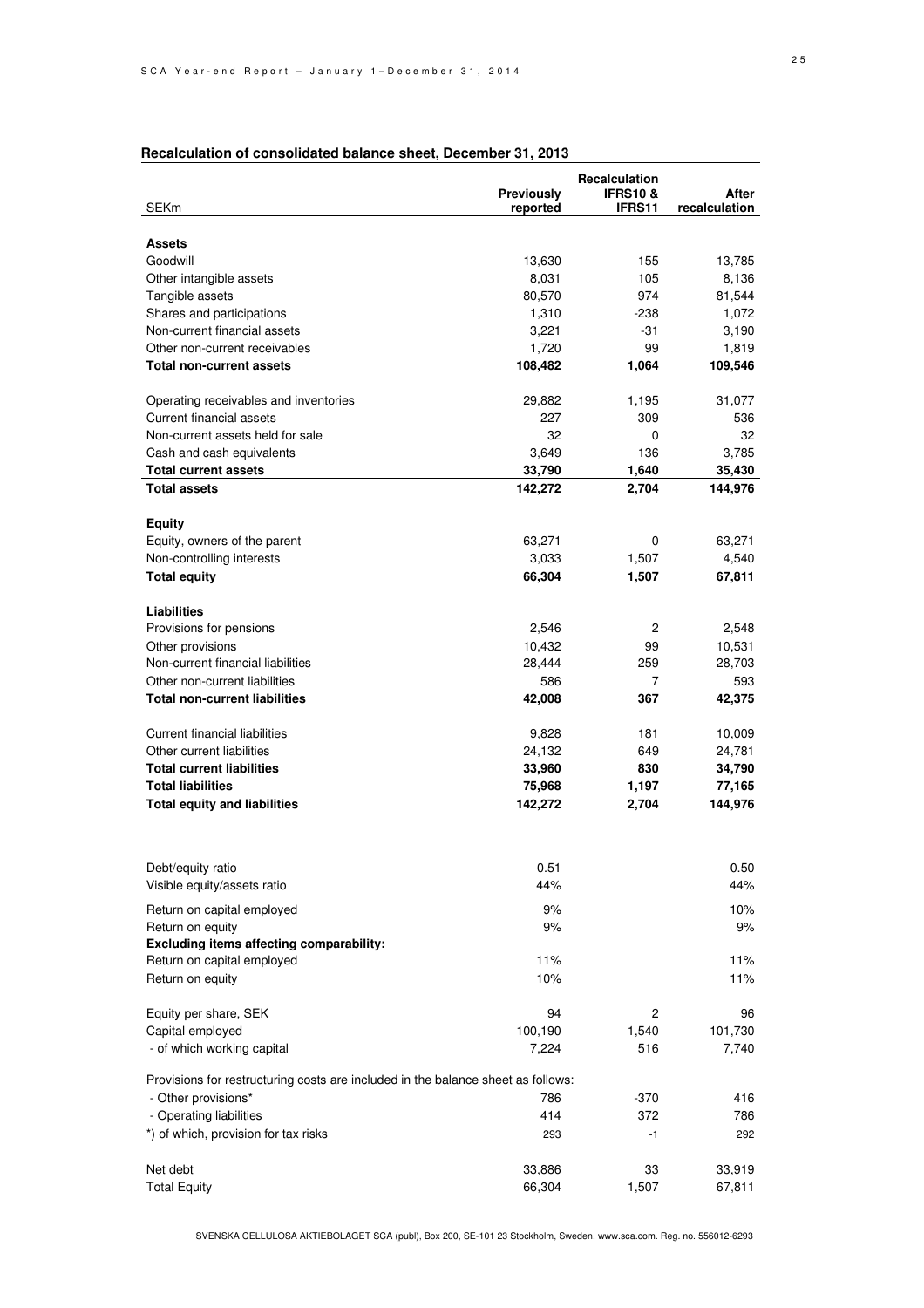**Recalculation of consolidated balance sheet, December 31, 2013**

| SEKm | Previously reported | Recalculation IFRS10 & IFRS11 | After recalculation |
|---|---|---|---|
| **Assets** | | | |
| Goodwill | 13,630 | 155 | 13,785 |
| Other intangible assets | 8,031 | 105 | 8,136 |
| Tangible assets | 80,570 | 974 | 81,544 |
| Shares and participations | 1,310 | -238 | 1,072 |
| Non-current financial assets | 3,221 | -31 | 3,190 |
| Other non-current receivables | 1,720 | 99 | 1,819 |
| **Total non-current assets** | **108,482** | **1,064** | **109,546** |
| Operating receivables and inventories | 29,882 | 1,195 | 31,077 |
| Current financial assets | 227 | 309 | 536 |
| Non-current assets held for sale | 32 | 0 | 32 |
| Cash and cash equivalents | 3,649 | 136 | 3,785 |
| **Total current assets** | **33,790** | **1,640** | **35,430** |
| **Total assets** | **142,272** | **2,704** | **144,976** |
| **Equity** | | | |
| Equity, owners of the parent | 63,271 | 0 | 63,271 |
| Non-controlling interests | 3,033 | 1,507 | 4,540 |
| **Total equity** | **66,304** | **1,507** | **67,811** |
| **Liabilities** | | | |
| Provisions for pensions | 2,546 | 2 | 2,548 |
| Other provisions | 10,432 | 99 | 10,531 |
| Non-current financial liabilities | 28,444 | 259 | 28,703 |
| Other non-current liabilities | 586 | 7 | 593 |
| **Total non-current liabilities** | **42,008** | **367** | **42,375** |
| Current financial liabilities | 9,828 | 181 | 10,009 |
| Other current liabilities | 24,132 | 649 | 24,781 |
| **Total current liabilities** | **33,960** | **830** | **34,790** |
| **Total liabilities** | **75,968** | **1,197** | **77,165** |
| **Total equity and liabilities** | **142,272** | **2,704** | **144,976** |

| | Previously reported | Recalculation IFRS10 & IFRS11 | After recalculation |
|---|---|---|---|
| Debt/equity ratio | 0.51 | | 0.50 |
| Visible equity/assets ratio | 44% | | 44% |
| Return on capital employed | 9% | | 10% |
| Return on equity | 9% | | 9% |
| **Excluding items affecting comparability:** | | | |
| Return on capital employed | 11% | | 11% |
| Return on equity | 10% | | 11% |
| Equity per share, SEK | 94 | 2 | 96 |
| Capital employed | 100,190 | 1,540 | 101,730 |
| - of which working capital | 7,224 | 516 | 7,740 |
| Provisions for restructuring costs are included in the balance sheet as follows: | | | |
| - Other provisions* | 786 | -370 | 416 |
| - Operating liabilities | 414 | 372 | 786 |
| *) of which, provision for tax risks | 293 | -1 | 292 |
| Net debt | 33,886 | 33 | 33,919 |
| Total Equity | 66,304 | 1,507 | 67,811 |

SVENSKA CELLULOSA AKTIEBOLAGET SCA (publ), Box 200, SE-101 23 Stockholm, Sweden. www.sca.com. Reg. no. 556012-6293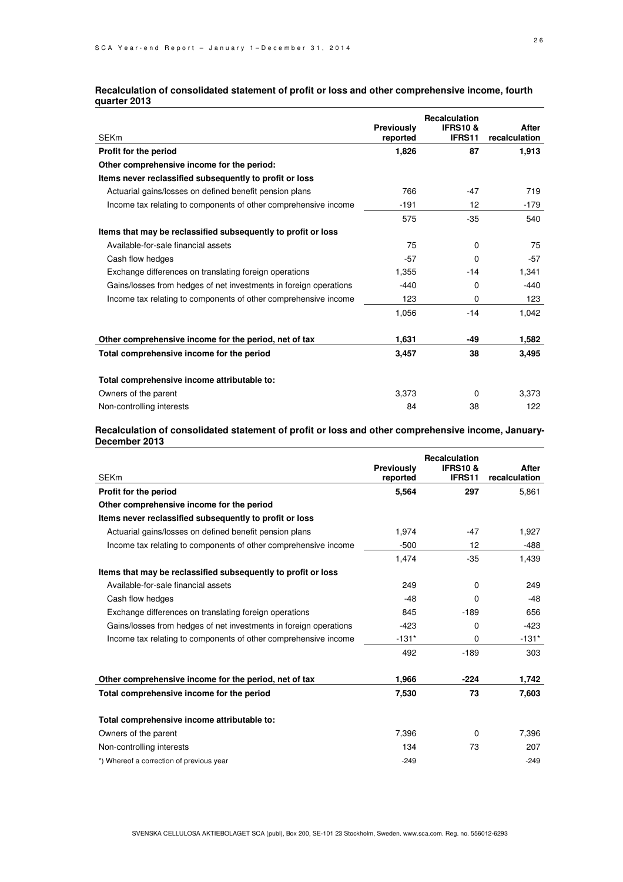### Recalculation of consolidated statement of profit or loss and other comprehensive income, fourth quarter 2013

| SEKm | Previously reported | Recalculation IFRS10 & IFRS11 | After recalculation |
|---|---|---|---|
| **Profit for the period** | **1,826** | **87** | **1,913** |
| **Other comprehensive income for the period:** | | | |
| **Items never reclassified subsequently to profit or loss** | | | |
| Actuarial gains/losses on defined benefit pension plans | 766 | -47 | 719 |
| Income tax relating to components of other comprehensive income | -191 | 12 | -179 |
| | 575 | -35 | 540 |
| **Items that may be reclassified subsequently to profit or loss** | | | |
| Available-for-sale financial assets | 75 | 0 | 75 |
| Cash flow hedges | -57 | 0 | -57 |
| Exchange differences on translating foreign operations | 1,355 | -14 | 1,341 |
| Gains/losses from hedges of net investments in foreign operations | -440 | 0 | -440 |
| Income tax relating to components of other comprehensive income | 123 | 0 | 123 |
| | 1,056 | -14 | 1,042 |
| **Other comprehensive income for the period, net of tax** | **1,631** | **-49** | **1,582** |
| **Total comprehensive income for the period** | **3,457** | **38** | **3,495** |
| **Total comprehensive income attributable to:** | | | |
| Owners of the parent | 3,373 | 0 | 3,373 |
| Non-controlling interests | 84 | 38 | 122 |

### Recalculation of consolidated statement of profit or loss and other comprehensive income, January-December 2013

| SEKm | Previously reported | Recalculation IFRS10 & IFRS11 | After recalculation |
|---|---|---|---|
| **Profit for the period** | **5,564** | **297** | 5,861 |
| **Other comprehensive income for the period** | | | |
| **Items never reclassified subsequently to profit or loss** | | | |
| Actuarial gains/losses on defined benefit pension plans | 1,974 | -47 | 1,927 |
| Income tax relating to components of other comprehensive income | -500 | 12 | -488 |
| | 1,474 | -35 | 1,439 |
| **Items that may be reclassified subsequently to profit or loss** | | | |
| Available-for-sale financial assets | 249 | 0 | 249 |
| Cash flow hedges | -48 | 0 | -48 |
| Exchange differences on translating foreign operations | 845 | -189 | 656 |
| Gains/losses from hedges of net investments in foreign operations | -423 | 0 | -423 |
| Income tax relating to components of other comprehensive income | -131* | 0 | -131* |
| | 492 | -189 | 303 |
| **Other comprehensive income for the period, net of tax** | **1,966** | **-224** | **1,742** |
| **Total comprehensive income for the period** | **7,530** | **73** | **7,603** |
| **Total comprehensive income attributable to:** | | | |
| Owners of the parent | 7,396 | 0 | 7,396 |
| Non-controlling interests | 134 | 73 | 207 |
| *) Whereof a correction of previous year | -249 | | -249 |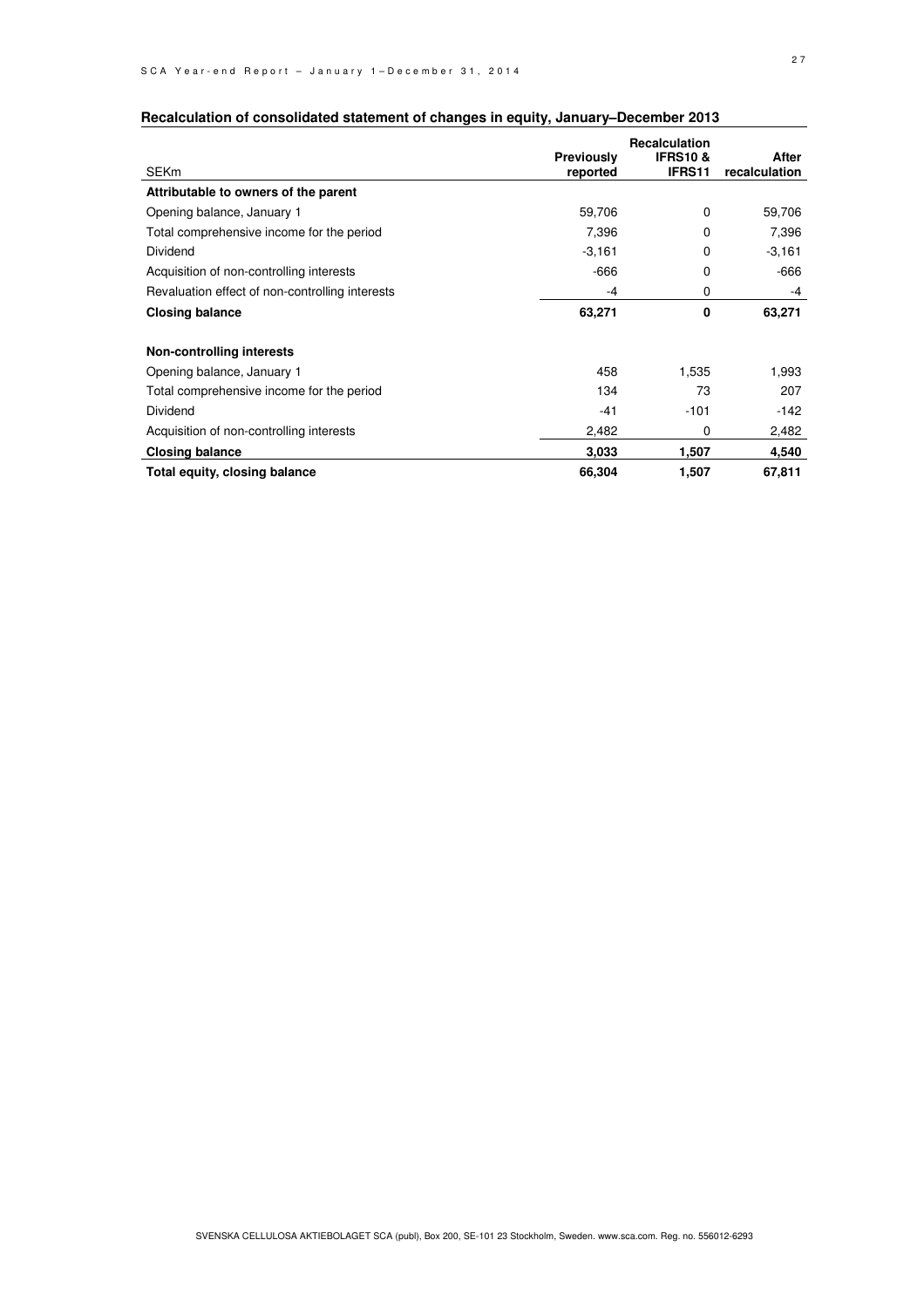## Recalculation of consolidated statement of changes in equity, January–December 2013

| SEKm | Previously reported | Recalculation IFRS10 & IFRS11 | After recalculation |
|---|---|---|---|
| **Attributable to owners of the parent** | | | |
| Opening balance, January 1 | 59,706 | 0 | 59,706 |
| Total comprehensive income for the period | 7,396 | 0 | 7,396 |
| Dividend | -3,161 | 0 | -3,161 |
| Acquisition of non-controlling interests | -666 | 0 | -666 |
| Revaluation effect of non-controlling interests | -4 | 0 | -4 |
| **Closing balance** | **63,271** | **0** | **63,271** |
| | | | |
| **Non-controlling interests** | | | |
| Opening balance, January 1 | 458 | 1,535 | 1,993 |
| Total comprehensive income for the period | 134 | 73 | 207 |
| Dividend | -41 | -101 | -142 |
| Acquisition of non-controlling interests | 2,482 | 0 | 2,482 |
| **Closing balance** | **3,033** | **1,507** | **4,540** |
| **Total equity, closing balance** | **66,304** | **1,507** | **67,811** |

SVENSKA CELLULOSA AKTIEBOLAGET SCA (publ), Box 200, SE-101 23 Stockholm, Sweden. www.sca.com. Reg. no. 556012-6293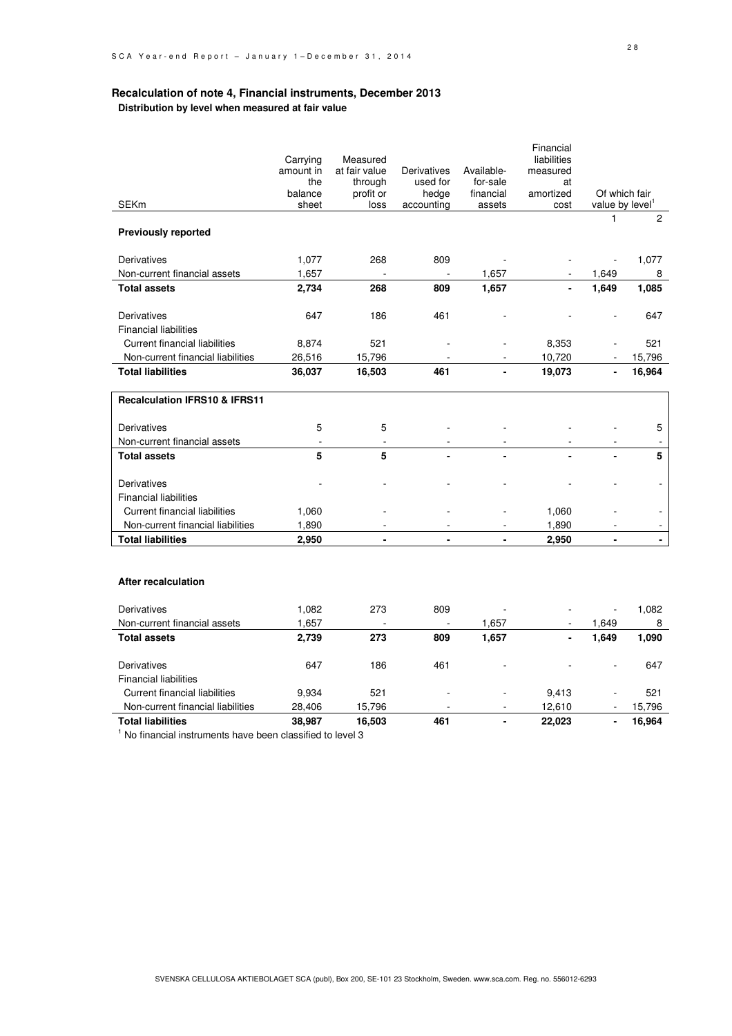## Recalculation of note 4, Financial instruments, December 2013

**Distribution by level when measured at fair value**

| SEKm | Carrying amount in the balance sheet | Measured at fair value through profit or loss | Derivatives used for hedge accounting | Available-for-sale financial assets | Financial liabilities measured at amortized cost | Of which fair value by level[1] | |
|---|---|---|---|---|---|---|---|
| | | | | | | 1 | 2 |
| **Previously reported** | | | | | | | |
| Derivatives | 1,077 | 268 | 809 | - | - | - | 1,077 |
| Non-current financial assets | 1,657 | - | - | 1,657 | - | 1,649 | 8 |
| **Total assets** | **2,734** | **268** | **809** | **1,657** | **-** | **1,649** | **1,085** |
| Derivatives | 647 | 186 | 461 | - | - | - | 647 |
| Financial liabilities | | | | | | | |
| Current financial liabilities | 8,874 | 521 | - | - | 8,353 | - | 521 |
| Non-current financial liabilities | 26,516 | 15,796 | - | - | 10,720 | - | 15,796 |
| **Total liabilities** | **36,037** | **16,503** | **461** | **-** | **19,073** | **-** | **16,964** |
| **Recalculation IFRS10 & IFRS11** | | | | | | | |
| Derivatives | 5 | 5 | - | - | - | - | 5 |
| Non-current financial assets | - | - | - | - | - | - | - |
| **Total assets** | **5** | **5** | **-** | **-** | **-** | **-** | **5** |
| Derivatives | - | - | - | - | - | - | - |
| Financial liabilities | | | | | | | |
| Current financial liabilities | 1,060 | - | - | - | 1,060 | - | - |
| Non-current financial liabilities | 1,890 | - | - | - | 1,890 | - | - |
| **Total liabilities** | **2,950** | **-** | **-** | **-** | **2,950** | **-** | **-** |
| **After recalculation** | | | | | | | |
| Derivatives | 1,082 | 273 | 809 | - | - | - | 1,082 |
| Non-current financial assets | 1,657 | - | - | 1,657 | - | 1,649 | 8 |
| **Total assets** | **2,739** | **273** | **809** | **1,657** | **-** | **1,649** | **1,090** |
| Derivatives | 647 | 186 | 461 | - | - | - | 647 |
| Financial liabilities | | | | | | | |
| Current financial liabilities | 9,934 | 521 | - | - | 9,413 | - | 521 |
| Non-current financial liabilities | 28,406 | 15,796 | - | - | 12,610 | - | 15,796 |
| **Total liabilities** | **38,987** | **16,503** | **461** | **-** | **22,023** | **-** | **16,964** |

[1] No financial instruments have been classified to level 3

SVENSKA CELLULOSA AKTIEBOLAGET SCA (publ), Box 200, SE-101 23 Stockholm, Sweden. www.sca.com. Reg. no. 556012-6293